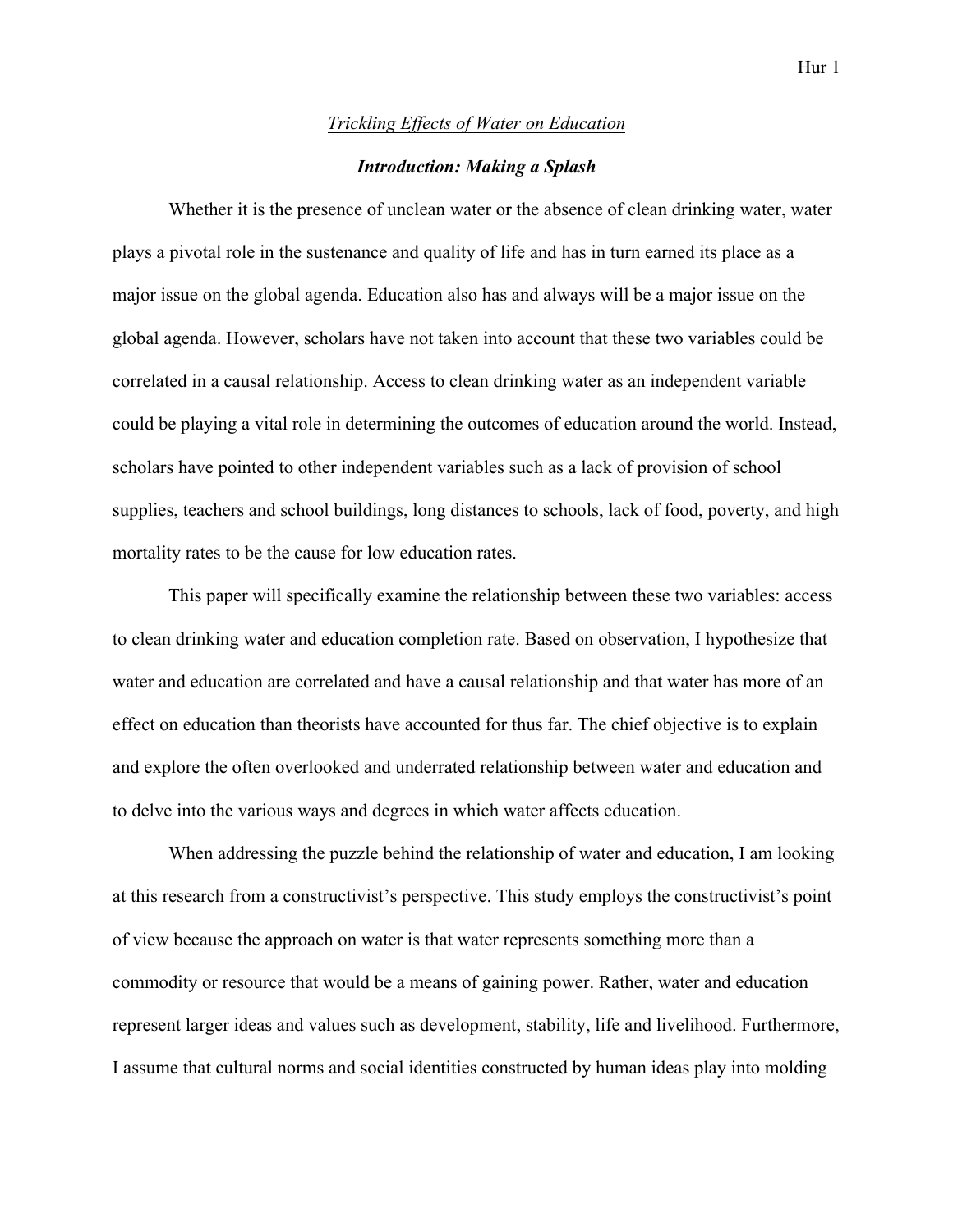*<u>Trickling Effects of Water on Education</u>*

## ***Introduction: Making a Splash***

Whether it is the presence of unclean water or the absence of clean drinking water, water plays a pivotal role in the sustenance and quality of life and has in turn earned its place as a major issue on the global agenda. Education also has and always will be a major issue on the global agenda. However, scholars have not taken into account that these two variables could be correlated in a causal relationship. Access to clean drinking water as an independent variable could be playing a vital role in determining the outcomes of education around the world. Instead, scholars have pointed to other independent variables such as a lack of provision of school supplies, teachers and school buildings, long distances to schools, lack of food, poverty, and high mortality rates to be the cause for low education rates.

This paper will specifically examine the relationship between these two variables: access to clean drinking water and education completion rate. Based on observation, I hypothesize that water and education are correlated and have a causal relationship and that water has more of an effect on education than theorists have accounted for thus far. The chief objective is to explain and explore the often overlooked and underrated relationship between water and education and to delve into the various ways and degrees in which water affects education.

When addressing the puzzle behind the relationship of water and education, I am looking at this research from a constructivist's perspective. This study employs the constructivist's point of view because the approach on water is that water represents something more than a commodity or resource that would be a means of gaining power. Rather, water and education represent larger ideas and values such as development, stability, life and livelihood. Furthermore, I assume that cultural norms and social identities constructed by human ideas play into molding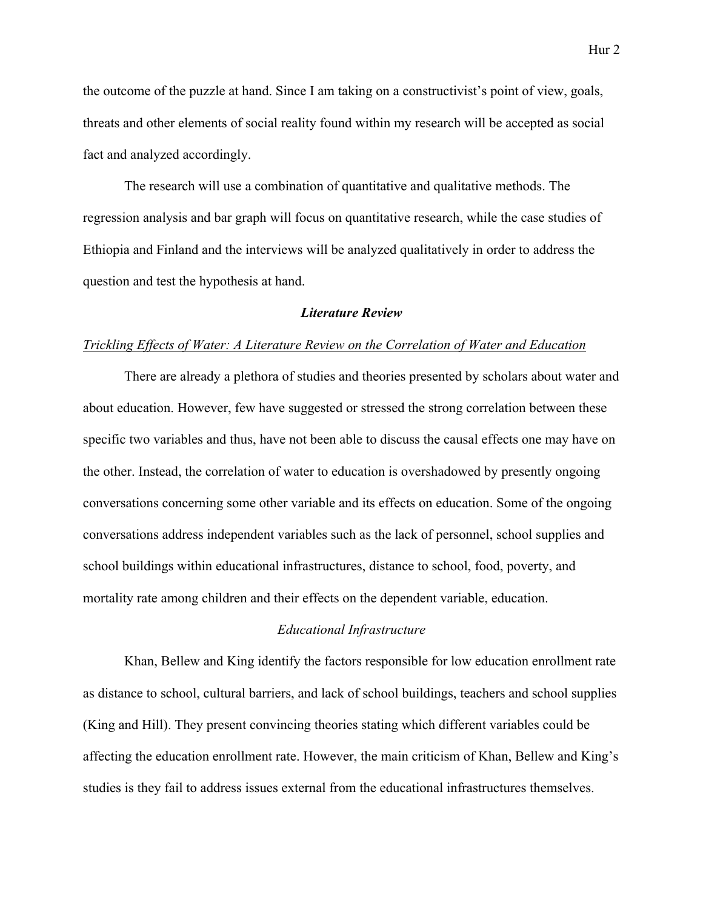the outcome of the puzzle at hand. Since I am taking on a constructivist's point of view, goals, threats and other elements of social reality found within my research will be accepted as social fact and analyzed accordingly.

The research will use a combination of quantitative and qualitative methods. The regression analysis and bar graph will focus on quantitative research, while the case studies of Ethiopia and Finland and the interviews will be analyzed qualitatively in order to address the question and test the hypothesis at hand.

## ***Literature Review***

<u>*Trickling Effects of Water: A Literature Review on the Correlation of Water and Education*</u>

There are already a plethora of studies and theories presented by scholars about water and about education. However, few have suggested or stressed the strong correlation between these specific two variables and thus, have not been able to discuss the causal effects one may have on the other. Instead, the correlation of water to education is overshadowed by presently ongoing conversations concerning some other variable and its effects on education. Some of the ongoing conversations address independent variables such as the lack of personnel, school supplies and school buildings within educational infrastructures, distance to school, food, poverty, and mortality rate among children and their effects on the dependent variable, education.

### *Educational Infrastructure*

Khan, Bellew and King identify the factors responsible for low education enrollment rate as distance to school, cultural barriers, and lack of school buildings, teachers and school supplies (King and Hill). They present convincing theories stating which different variables could be affecting the education enrollment rate. However, the main criticism of Khan, Bellew and King's studies is they fail to address issues external from the educational infrastructures themselves.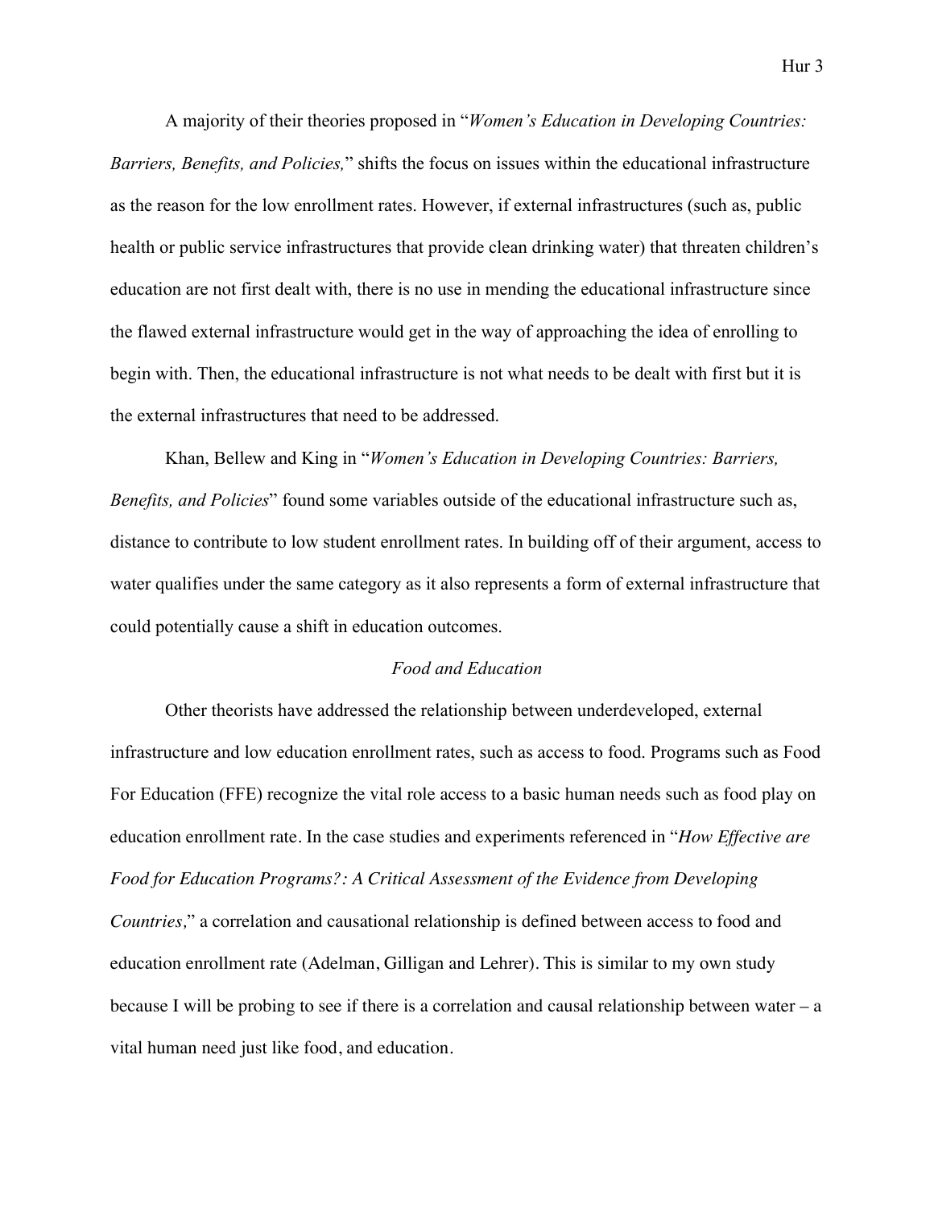A majority of their theories proposed in "*Women's Education in Developing Countries: Barriers, Benefits, and Policies,*" shifts the focus on issues within the educational infrastructure as the reason for the low enrollment rates. However, if external infrastructures (such as, public health or public service infrastructures that provide clean drinking water) that threaten children's education are not first dealt with, there is no use in mending the educational infrastructure since the flawed external infrastructure would get in the way of approaching the idea of enrolling to begin with. Then, the educational infrastructure is not what needs to be dealt with first but it is the external infrastructures that need to be addressed.

Khan, Bellew and King in "*Women's Education in Developing Countries: Barriers, Benefits, and Policies*" found some variables outside of the educational infrastructure such as, distance to contribute to low student enrollment rates. In building off of their argument, access to water qualifies under the same category as it also represents a form of external infrastructure that could potentially cause a shift in education outcomes.

*Food and Education*

Other theorists have addressed the relationship between underdeveloped, external infrastructure and low education enrollment rates, such as access to food. Programs such as Food For Education (FFE) recognize the vital role access to a basic human needs such as food play on education enrollment rate. In the case studies and experiments referenced in "*How Effective are Food for Education Programs?: A Critical Assessment of the Evidence from Developing Countries,*" a correlation and causational relationship is defined between access to food and education enrollment rate (Adelman, Gilligan and Lehrer). This is similar to my own study because I will be probing to see if there is a correlation and causal relationship between water – a vital human need just like food, and education.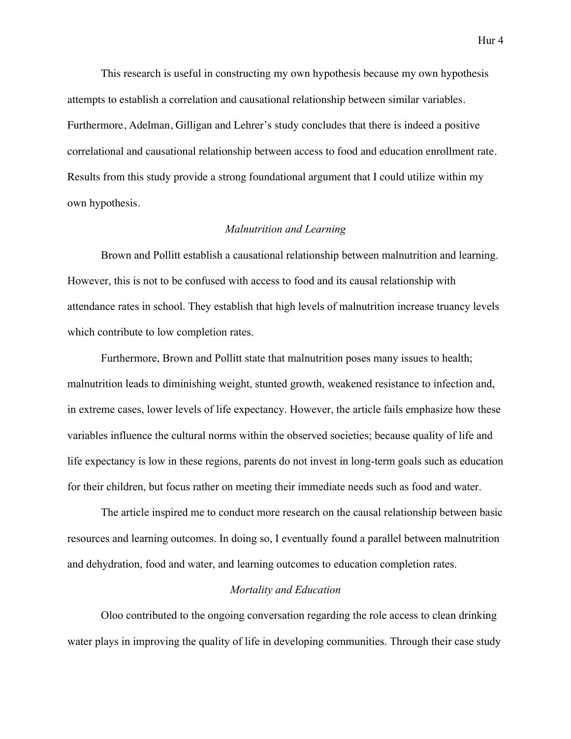This research is useful in constructing my own hypothesis because my own hypothesis attempts to establish a correlation and causational relationship between similar variables. Furthermore, Adelman, Gilligan and Lehrer's study concludes that there is indeed a positive correlational and causational relationship between access to food and education enrollment rate. Results from this study provide a strong foundational argument that I could utilize within my own hypothesis.

### *Malnutrition and Learning*

Brown and Pollitt establish a causational relationship between malnutrition and learning. However, this is not to be confused with access to food and its causal relationship with attendance rates in school. They establish that high levels of malnutrition increase truancy levels which contribute to low completion rates.

Furthermore, Brown and Pollitt state that malnutrition poses many issues to health; malnutrition leads to diminishing weight, stunted growth, weakened resistance to infection and, in extreme cases, lower levels of life expectancy. However, the article fails emphasize how these variables influence the cultural norms within the observed societies; because quality of life and life expectancy is low in these regions, parents do not invest in long-term goals such as education for their children, but focus rather on meeting their immediate needs such as food and water.

The article inspired me to conduct more research on the causal relationship between basic resources and learning outcomes. In doing so, I eventually found a parallel between malnutrition and dehydration, food and water, and learning outcomes to education completion rates.

### *Mortality and Education*

Oloo contributed to the ongoing conversation regarding the role access to clean drinking water plays in improving the quality of life in developing communities. Through their case study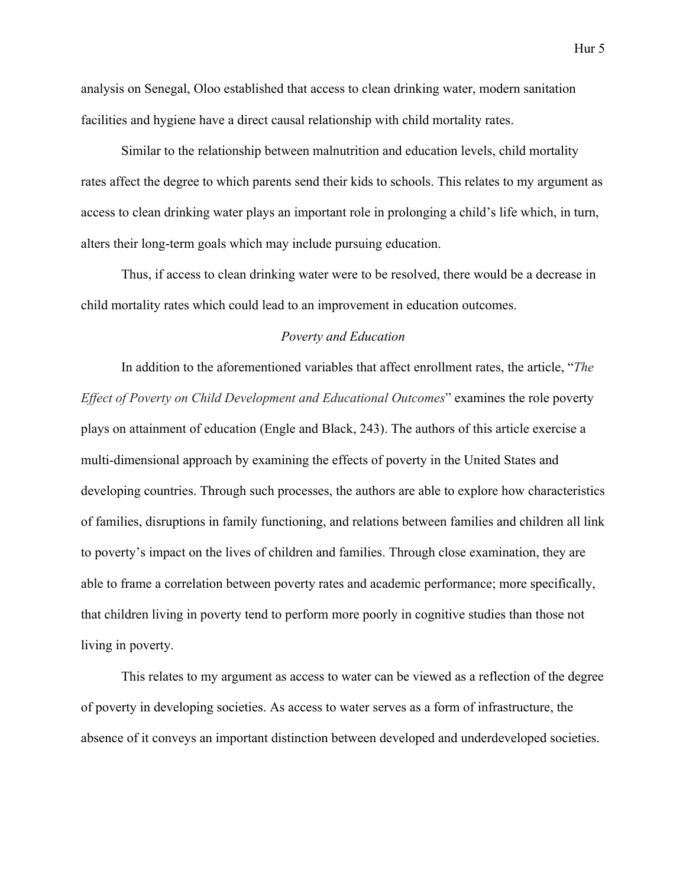analysis on Senegal, Oloo established that access to clean drinking water, modern sanitation facilities and hygiene have a direct causal relationship with child mortality rates.

Similar to the relationship between malnutrition and education levels, child mortality rates affect the degree to which parents send their kids to schools. This relates to my argument as access to clean drinking water plays an important role in prolonging a child's life which, in turn, alters their long-term goals which may include pursuing education.

Thus, if access to clean drinking water were to be resolved, there would be a decrease in child mortality rates which could lead to an improvement in education outcomes.

### *Poverty and Education*

In addition to the aforementioned variables that affect enrollment rates, the article, "*The Effect of Poverty on Child Development and Educational Outcomes*" examines the role poverty plays on attainment of education (Engle and Black, 243). The authors of this article exercise a multi-dimensional approach by examining the effects of poverty in the United States and developing countries. Through such processes, the authors are able to explore how characteristics of families, disruptions in family functioning, and relations between families and children all link to poverty's impact on the lives of children and families. Through close examination, they are able to frame a correlation between poverty rates and academic performance; more specifically, that children living in poverty tend to perform more poorly in cognitive studies than those not living in poverty.

This relates to my argument as access to water can be viewed as a reflection of the degree of poverty in developing societies. As access to water serves as a form of infrastructure, the absence of it conveys an important distinction between developed and underdeveloped societies.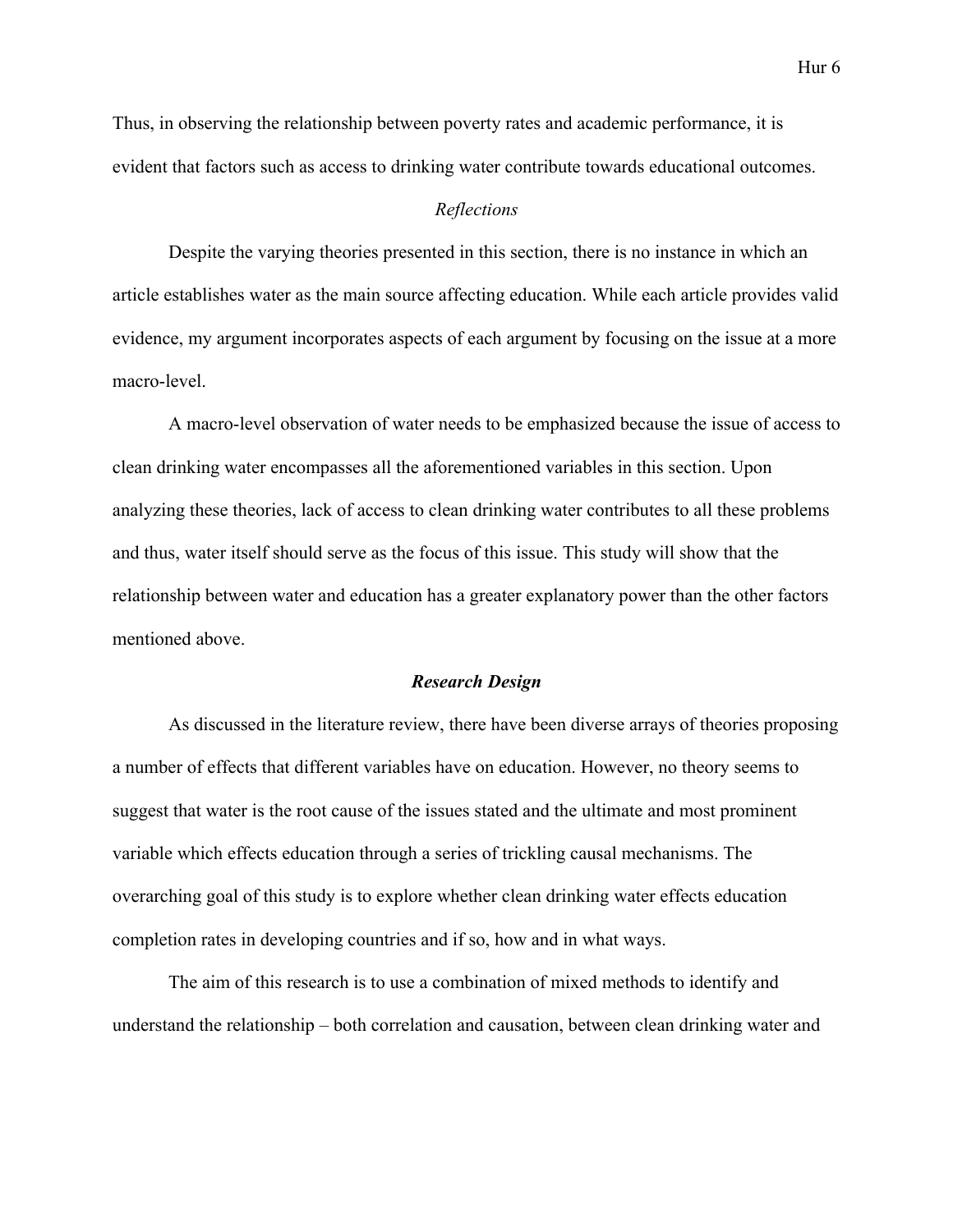Thus, in observing the relationship between poverty rates and academic performance, it is evident that factors such as access to drinking water contribute towards educational outcomes.

### *Reflections*

Despite the varying theories presented in this section, there is no instance in which an article establishes water as the main source affecting education. While each article provides valid evidence, my argument incorporates aspects of each argument by focusing on the issue at a more macro-level.

A macro-level observation of water needs to be emphasized because the issue of access to clean drinking water encompasses all the aforementioned variables in this section. Upon analyzing these theories, lack of access to clean drinking water contributes to all these problems and thus, water itself should serve as the focus of this issue. This study will show that the relationship between water and education has a greater explanatory power than the other factors mentioned above.

## ***Research Design***

As discussed in the literature review, there have been diverse arrays of theories proposing a number of effects that different variables have on education. However, no theory seems to suggest that water is the root cause of the issues stated and the ultimate and most prominent variable which effects education through a series of trickling causal mechanisms. The overarching goal of this study is to explore whether clean drinking water effects education completion rates in developing countries and if so, how and in what ways.

The aim of this research is to use a combination of mixed methods to identify and understand the relationship – both correlation and causation, between clean drinking water and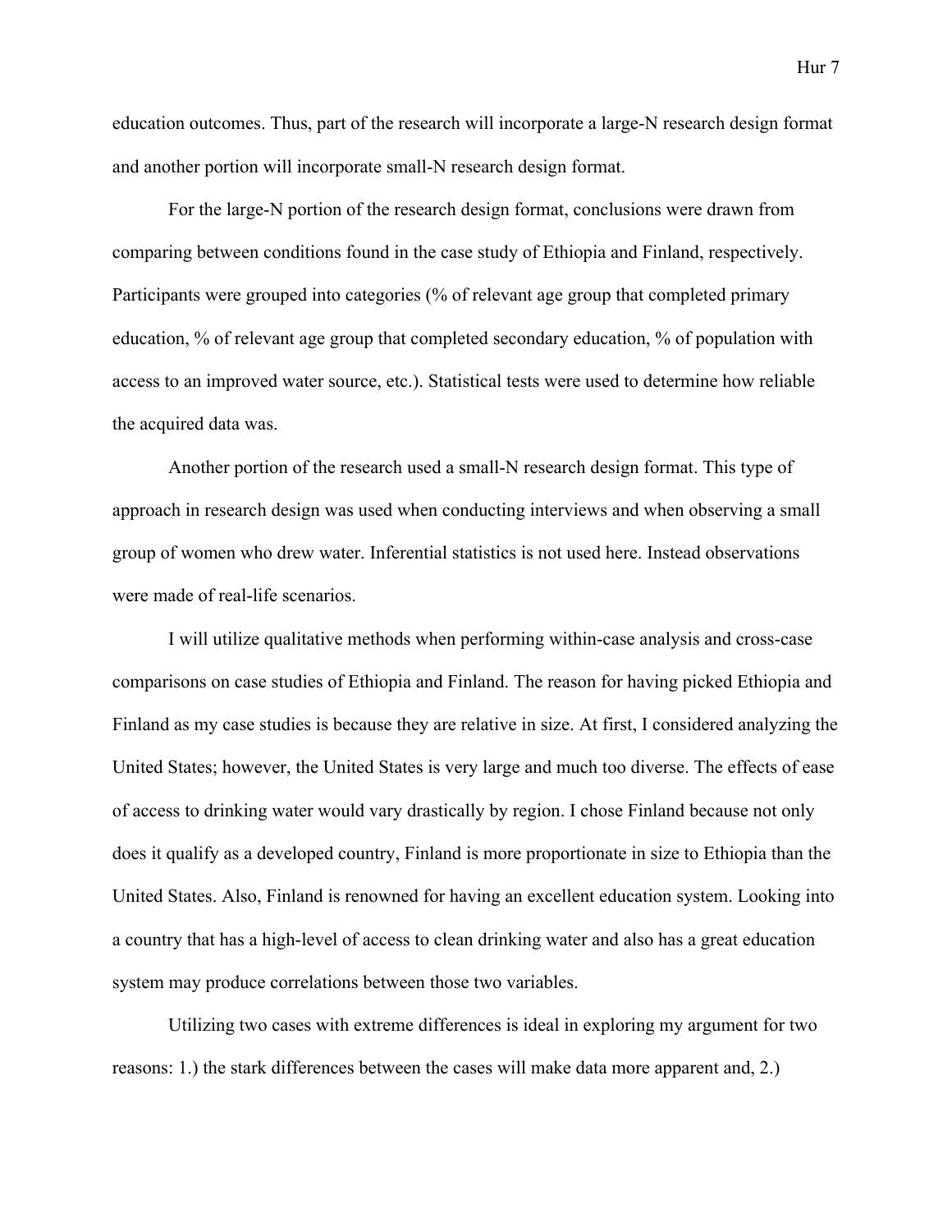education outcomes. Thus, part of the research will incorporate a large-N research design format and another portion will incorporate small-N research design format.

For the large-N portion of the research design format, conclusions were drawn from comparing between conditions found in the case study of Ethiopia and Finland, respectively. Participants were grouped into categories (% of relevant age group that completed primary education, % of relevant age group that completed secondary education, % of population with access to an improved water source, etc.). Statistical tests were used to determine how reliable the acquired data was.

Another portion of the research used a small-N research design format. This type of approach in research design was used when conducting interviews and when observing a small group of women who drew water. Inferential statistics is not used here. Instead observations were made of real-life scenarios.

I will utilize qualitative methods when performing within-case analysis and cross-case comparisons on case studies of Ethiopia and Finland. The reason for having picked Ethiopia and Finland as my case studies is because they are relative in size. At first, I considered analyzing the United States; however, the United States is very large and much too diverse. The effects of ease of access to drinking water would vary drastically by region. I chose Finland because not only does it qualify as a developed country, Finland is more proportionate in size to Ethiopia than the United States. Also, Finland is renowned for having an excellent education system. Looking into a country that has a high-level of access to clean drinking water and also has a great education system may produce correlations between those two variables.

Utilizing two cases with extreme differences is ideal in exploring my argument for two reasons: 1.) the stark differences between the cases will make data more apparent and, 2.)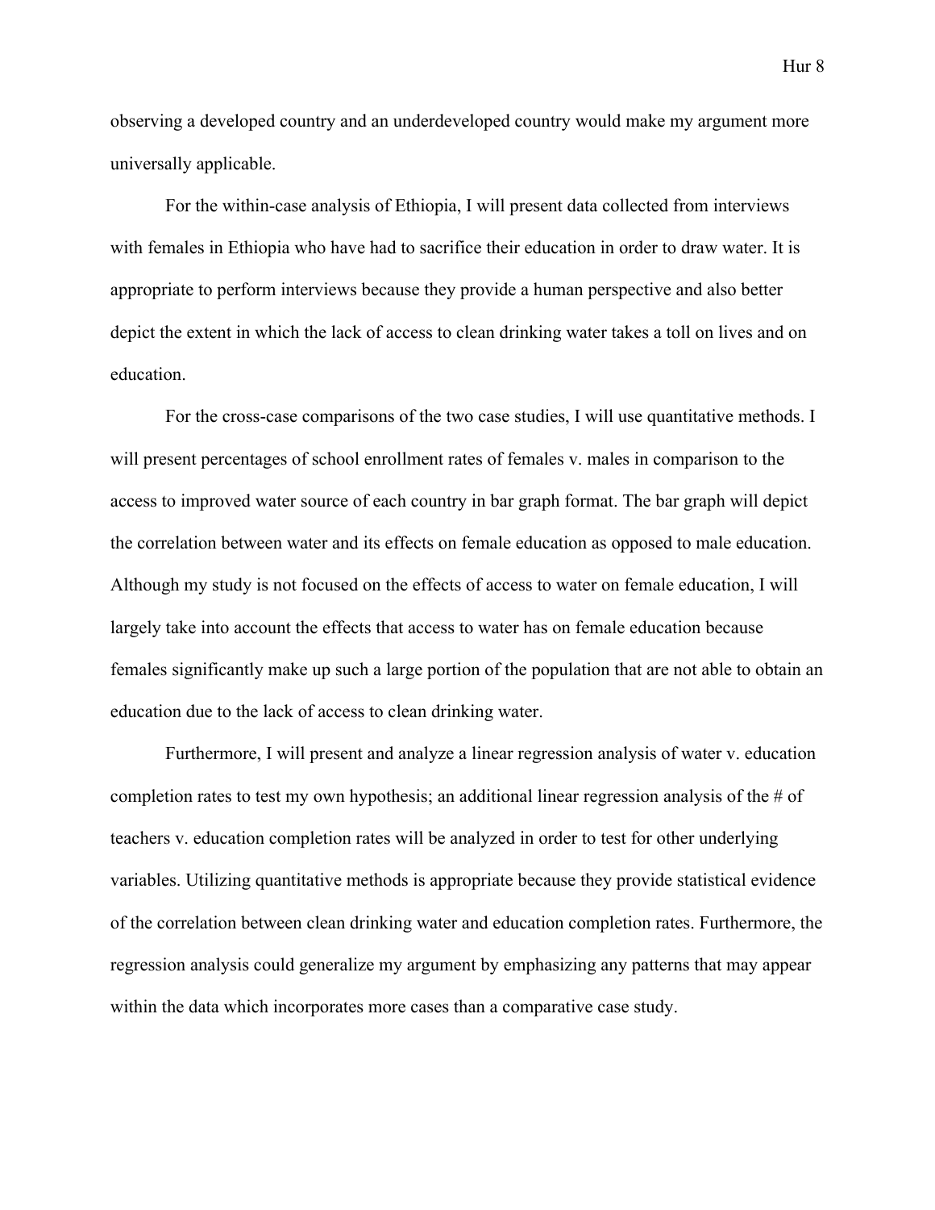observing a developed country and an underdeveloped country would make my argument more universally applicable.

For the within-case analysis of Ethiopia, I will present data collected from interviews with females in Ethiopia who have had to sacrifice their education in order to draw water. It is appropriate to perform interviews because they provide a human perspective and also better depict the extent in which the lack of access to clean drinking water takes a toll on lives and on education.

For the cross-case comparisons of the two case studies, I will use quantitative methods. I will present percentages of school enrollment rates of females v. males in comparison to the access to improved water source of each country in bar graph format. The bar graph will depict the correlation between water and its effects on female education as opposed to male education. Although my study is not focused on the effects of access to water on female education, I will largely take into account the effects that access to water has on female education because females significantly make up such a large portion of the population that are not able to obtain an education due to the lack of access to clean drinking water.

Furthermore, I will present and analyze a linear regression analysis of water v. education completion rates to test my own hypothesis; an additional linear regression analysis of the # of teachers v. education completion rates will be analyzed in order to test for other underlying variables. Utilizing quantitative methods is appropriate because they provide statistical evidence of the correlation between clean drinking water and education completion rates. Furthermore, the regression analysis could generalize my argument by emphasizing any patterns that may appear within the data which incorporates more cases than a comparative case study.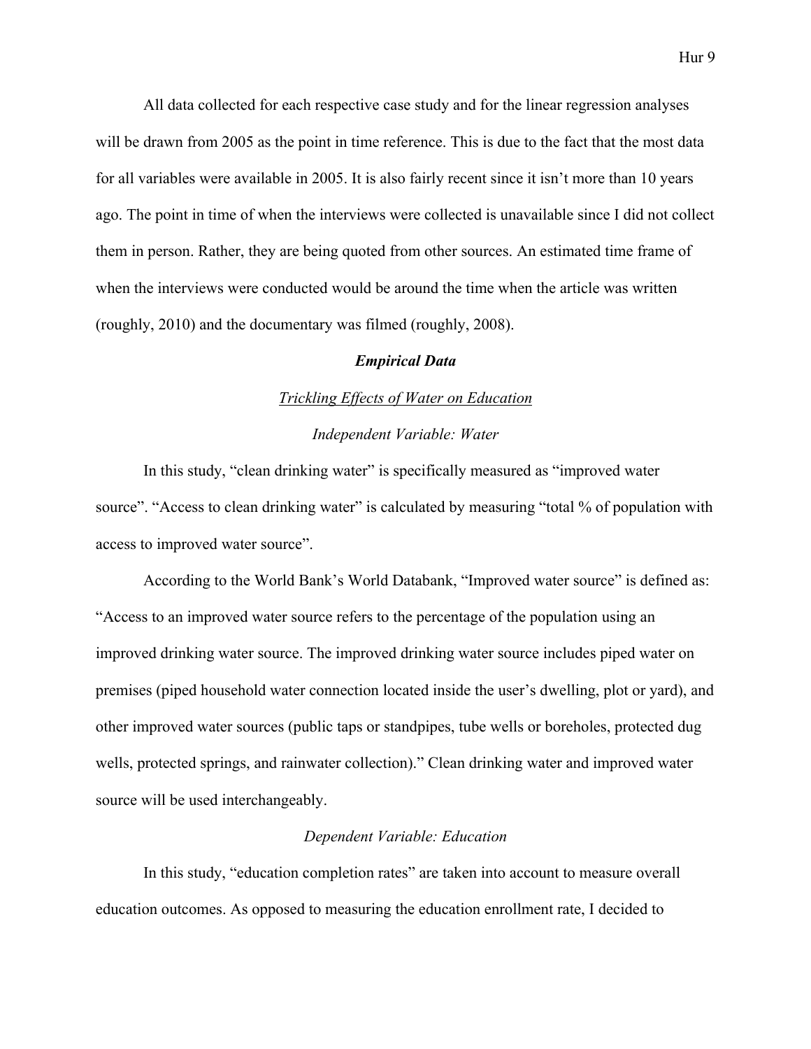All data collected for each respective case study and for the linear regression analyses will be drawn from 2005 as the point in time reference. This is due to the fact that the most data for all variables were available in 2005. It is also fairly recent since it isn't more than 10 years ago. The point in time of when the interviews were collected is unavailable since I did not collect them in person. Rather, they are being quoted from other sources. An estimated time frame of when the interviews were conducted would be around the time when the article was written (roughly, 2010) and the documentary was filmed (roughly, 2008).

### ***Empirical Data***

#### <u>*Trickling Effects of Water on Education*</u>

##### *Independent Variable: Water*

In this study, "clean drinking water" is specifically measured as "improved water source". "Access to clean drinking water" is calculated by measuring "total % of population with access to improved water source".

According to the World Bank's World Databank, "Improved water source" is defined as: "Access to an improved water source refers to the percentage of the population using an improved drinking water source. The improved drinking water source includes piped water on premises (piped household water connection located inside the user's dwelling, plot or yard), and other improved water sources (public taps or standpipes, tube wells or boreholes, protected dug wells, protected springs, and rainwater collection)." Clean drinking water and improved water source will be used interchangeably.

##### *Dependent Variable: Education*

In this study, "education completion rates" are taken into account to measure overall education outcomes. As opposed to measuring the education enrollment rate, I decided to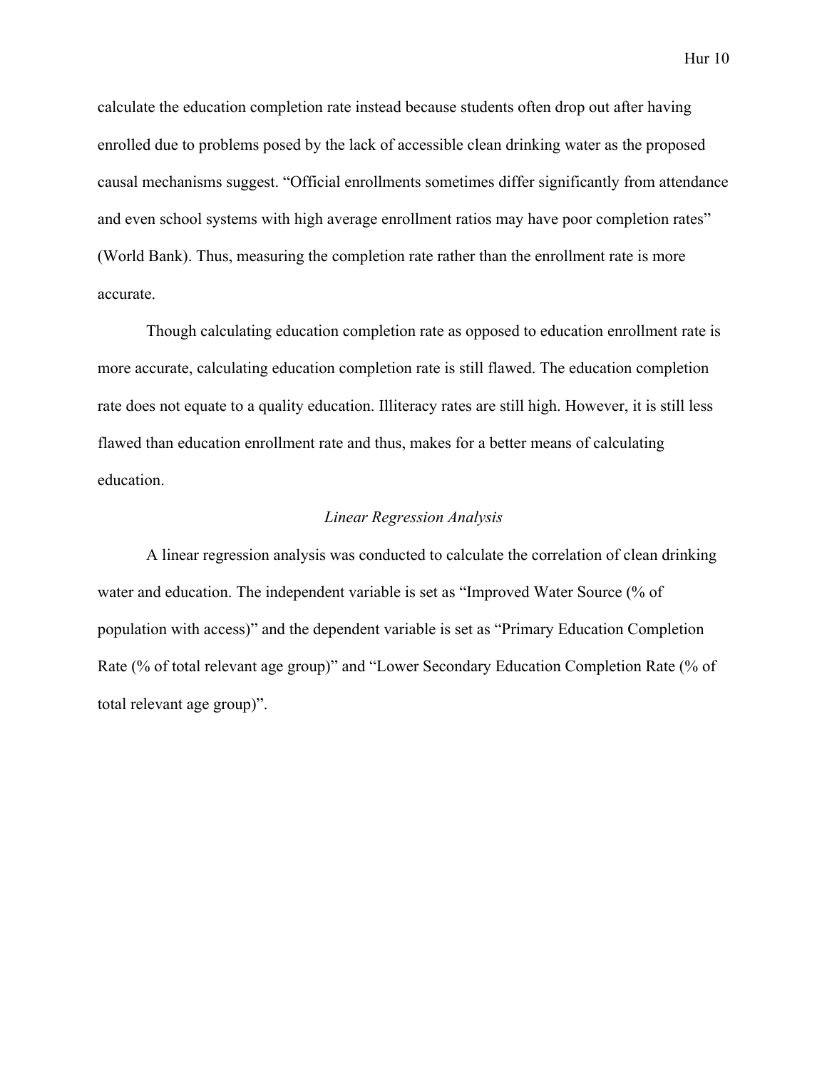calculate the education completion rate instead because students often drop out after having enrolled due to problems posed by the lack of accessible clean drinking water as the proposed causal mechanisms suggest. "Official enrollments sometimes differ significantly from attendance and even school systems with high average enrollment ratios may have poor completion rates" (World Bank). Thus, measuring the completion rate rather than the enrollment rate is more accurate.

Though calculating education completion rate as opposed to education enrollment rate is more accurate, calculating education completion rate is still flawed. The education completion rate does not equate to a quality education. Illiteracy rates are still high. However, it is still less flawed than education enrollment rate and thus, makes for a better means of calculating education.

### *Linear Regression Analysis*

A linear regression analysis was conducted to calculate the correlation of clean drinking water and education. The independent variable is set as "Improved Water Source (% of population with access)" and the dependent variable is set as "Primary Education Completion Rate (% of total relevant age group)" and "Lower Secondary Education Completion Rate (% of total relevant age group)".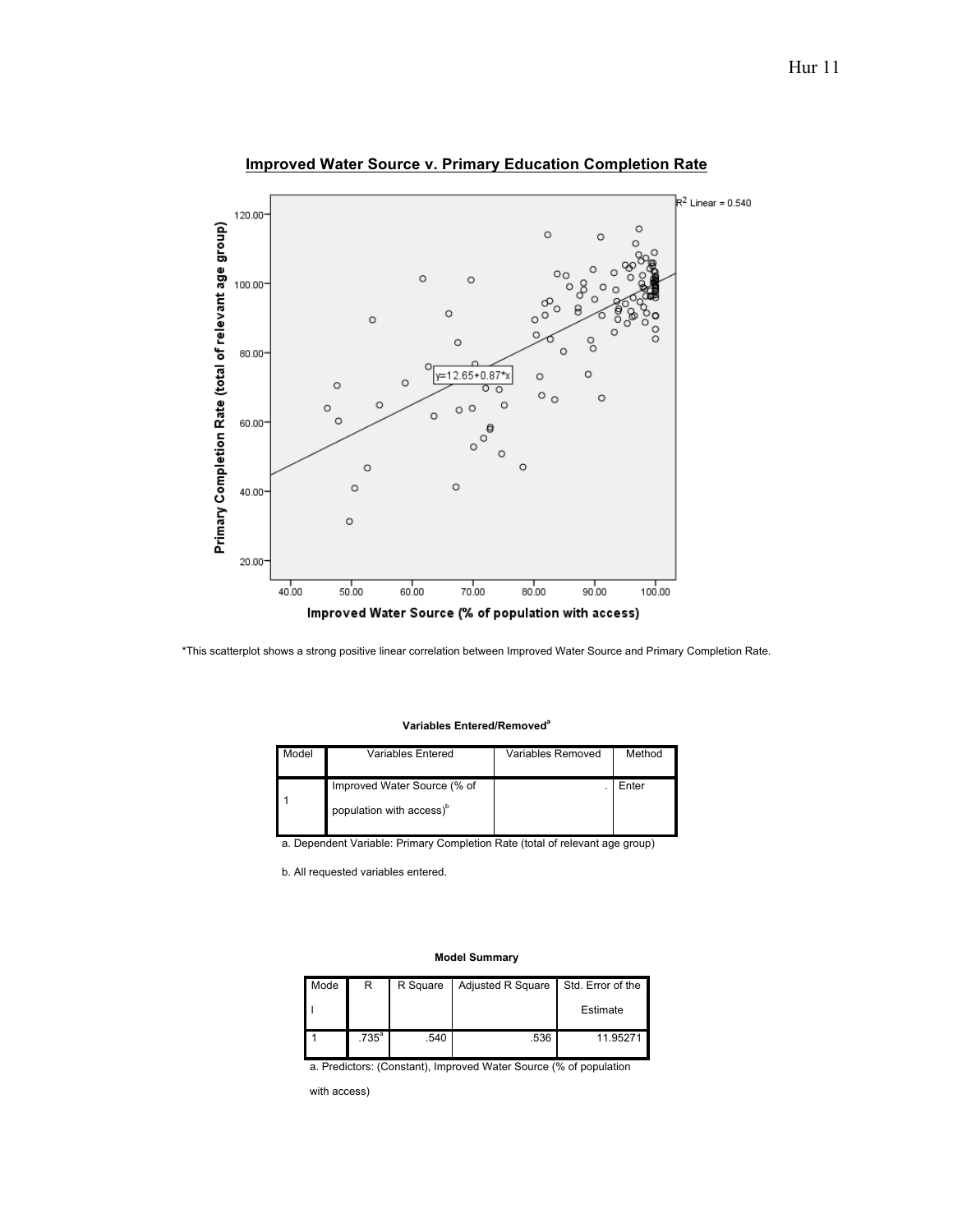**Improved Water Source v. Primary Education Completion Rate**

*This scatterplot shows a strong positive linear correlation between Improved Water Source and Primary Completion Rate.

**Variables Entered/Removed[a]**

| Model | Variables Entered | Variables Removed | Method |
|---|---|---|---|
| 1 | Improved Water Source (% of population with access)[b] | . | Enter |

a. Dependent Variable: Primary Completion Rate (total of relevant age group)

b. All requested variables entered.

**Model Summary**

| Model | R | R Square | Adjusted R Square | Std. Error of the Estimate |
|---|---|---|---|---|
| 1 | .735[a] | .540 | .536 | 11.95271 |

a. Predictors: (Constant), Improved Water Source (% of population with access)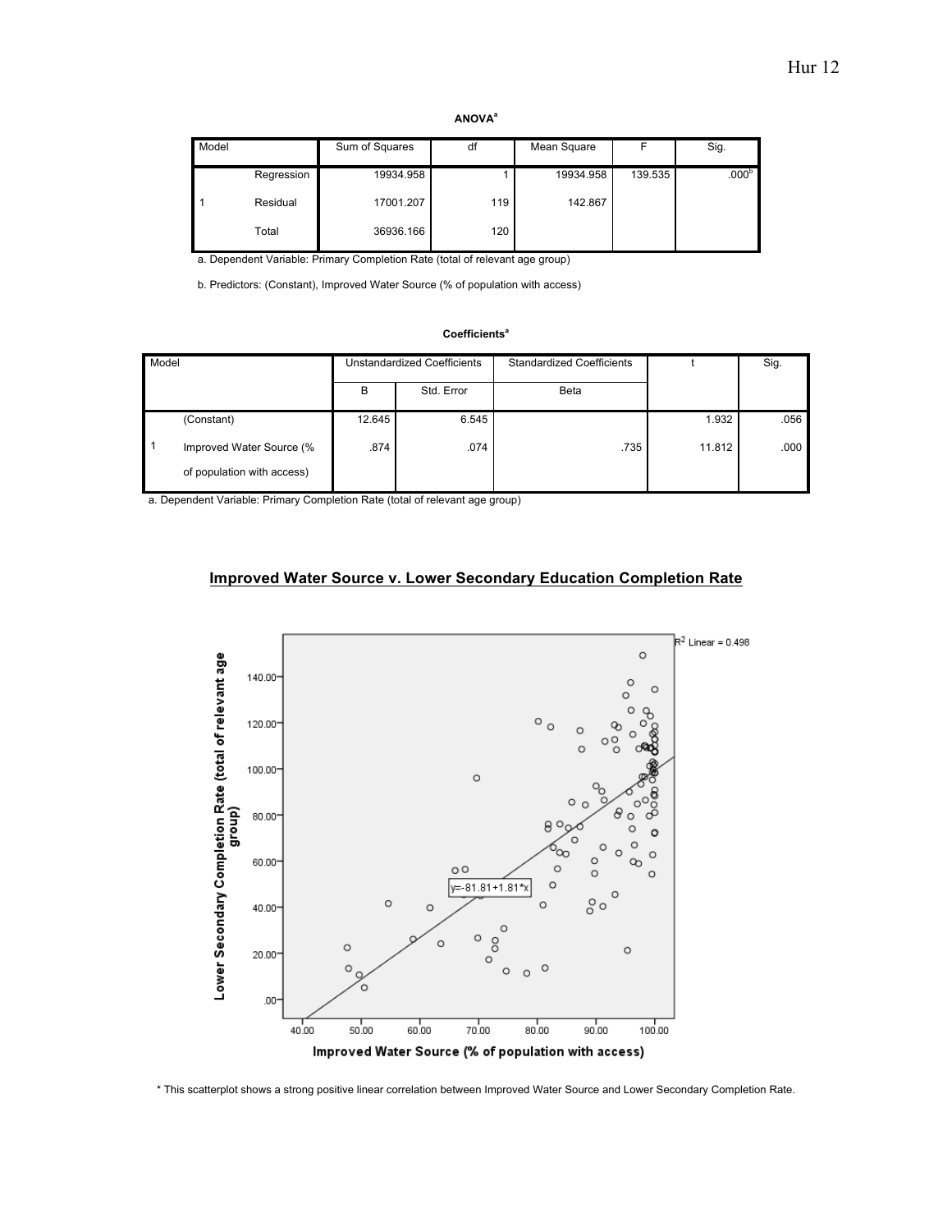**ANOVA**[a]

| Model | | Sum of Squares | df | Mean Square | F | Sig. |
|---|---|---|---|---|---|---|
| 1 | Regression | 19934.958 | 1 | 19934.958 | 139.535 | .000[b] |
| | Residual | 17001.207 | 119 | 142.867 | | |
| | Total | 36936.166 | 120 | | | |

a. Dependent Variable: Primary Completion Rate (total of relevant age group)

b. Predictors: (Constant), Improved Water Source (% of population with access)

**Coefficients**[a]

| Model | | Unstandardized Coefficients | | Standardized Coefficients | t | Sig. |
|---|---|---|---|---|---|---|
| | | B | Std. Error | Beta | | |
| 1 | (Constant) | 12.645 | 6.545 | | 1.932 | .056 |
| | Improved Water Source (% of population with access) | .874 | .074 | .735 | 11.812 | .000 |

a. Dependent Variable: Primary Completion Rate (total of relevant age group)

## Improved Water Source v. Lower Secondary Education Completion Rate

* This scatterplot shows a strong positive linear correlation between Improved Water Source and Lower Secondary Completion Rate.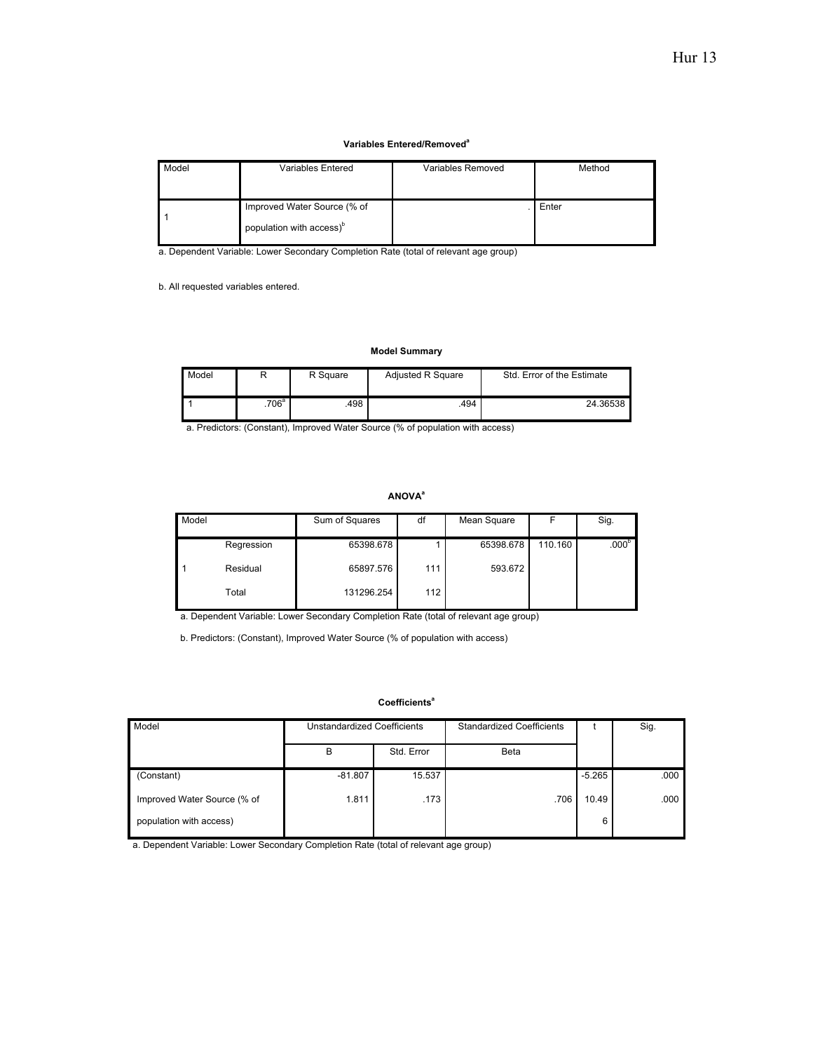**Variables Entered/Removed[a]**

| Model | Variables Entered | Variables Removed | Method |
|---|---|---|---|
| 1 | Improved Water Source (% of population with access)[b] | . | Enter |

a. Dependent Variable: Lower Secondary Completion Rate (total of relevant age group)

b. All requested variables entered.

**Model Summary**

| Model | R | R Square | Adjusted R Square | Std. Error of the Estimate |
|---|---|---|---|---|
| 1 | .706[a] | .498 | .494 | 24.36538 |

a. Predictors: (Constant), Improved Water Source (% of population with access)

**ANOVA[a]**

| Model | | Sum of Squares | df | Mean Square | F | Sig. |
|---|---|---|---|---|---|---|
| 1 | Regression | 65398.678 | 1 | 65398.678 | 110.160 | .000[b] |
| | Residual | 65897.576 | 111 | 593.672 | | |
| | Total | 131296.254 | 112 | | | |

a. Dependent Variable: Lower Secondary Completion Rate (total of relevant age group)

b. Predictors: (Constant), Improved Water Source (% of population with access)

**Coefficients[a]**

| Model | Unstandardized Coefficients | | Standardized Coefficients | t | Sig. |
|---|---|---|---|---|---|
| | B | Std. Error | Beta | | |
| (Constant) | -81.807 | 15.537 | | -5.265 | .000 |
| Improved Water Source (% of population with access) | 1.811 | .173 | .706 | 10.496 | .000 |

a. Dependent Variable: Lower Secondary Completion Rate (total of relevant age group)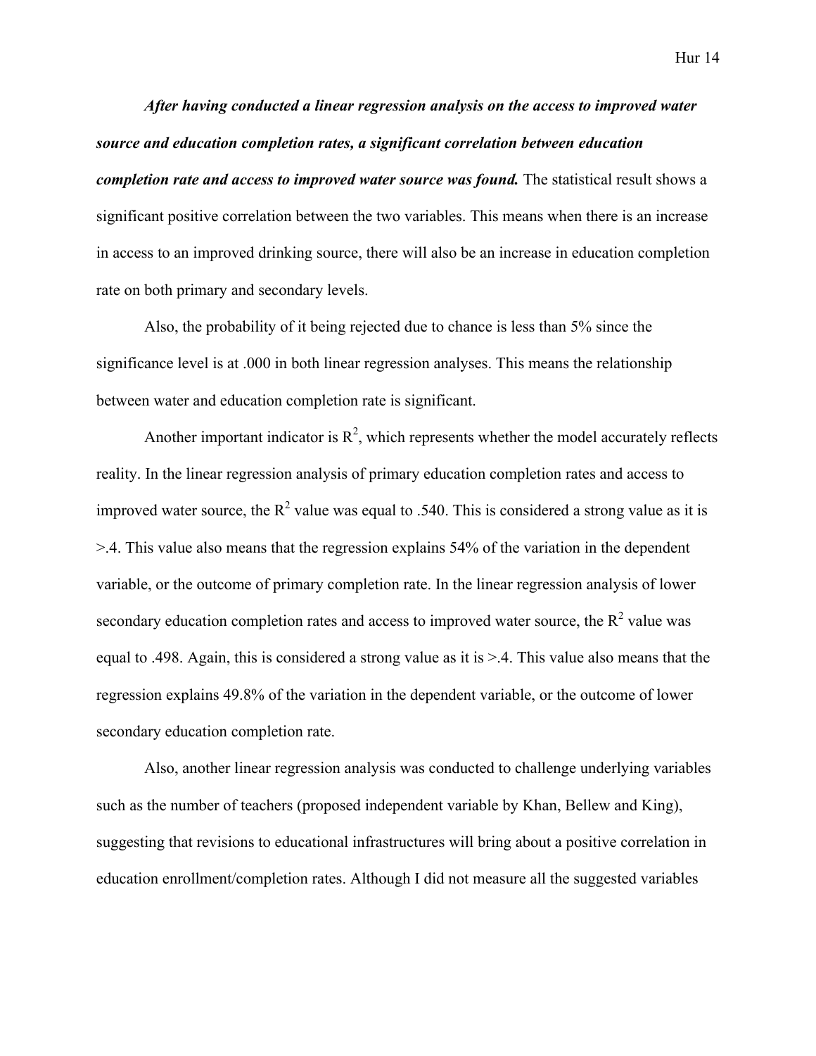***After having conducted a linear regression analysis on the access to improved water source and education completion rates, a significant correlation between education completion rate and access to improved water source was found.*** The statistical result shows a significant positive correlation between the two variables. This means when there is an increase in access to an improved drinking source, there will also be an increase in education completion rate on both primary and secondary levels.

Also, the probability of it being rejected due to chance is less than 5% since the significance level is at .000 in both linear regression analyses. This means the relationship between water and education completion rate is significant.

Another important indicator is $R^2$, which represents whether the model accurately reflects reality. In the linear regression analysis of primary education completion rates and access to improved water source, the $R^2$ value was equal to .540. This is considered a strong value as it is >.4. This value also means that the regression explains 54% of the variation in the dependent variable, or the outcome of primary completion rate. In the linear regression analysis of lower secondary education completion rates and access to improved water source, the $R^2$ value was equal to .498. Again, this is considered a strong value as it is >.4. This value also means that the regression explains 49.8% of the variation in the dependent variable, or the outcome of lower secondary education completion rate.

Also, another linear regression analysis was conducted to challenge underlying variables such as the number of teachers (proposed independent variable by Khan, Bellew and King), suggesting that revisions to educational infrastructures will bring about a positive correlation in education enrollment/completion rates. Although I did not measure all the suggested variables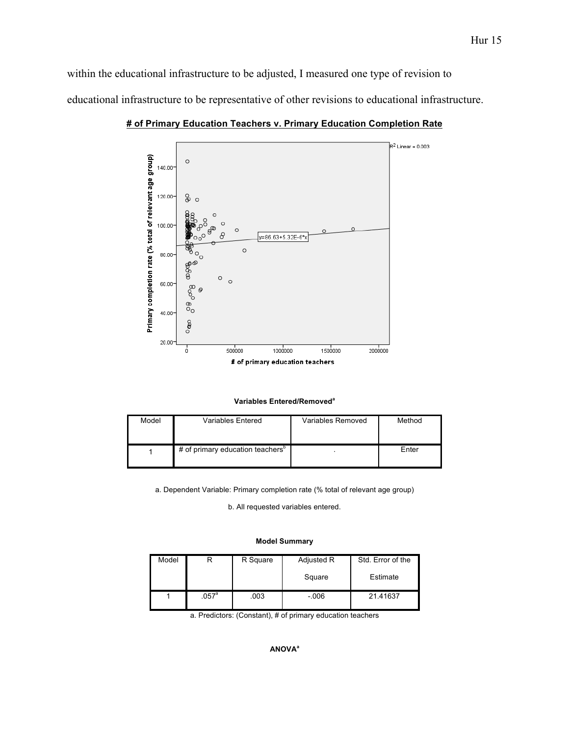within the educational infrastructure to be adjusted, I measured one type of revision to educational infrastructure to be representative of other revisions to educational infrastructure.

**# of Primary Education Teachers v. Primary Education Completion Rate**

**Variables Entered/Removed**[a]

| Model | Variables Entered | Variables Removed | Method |
|---|---|---|---|
| 1 | # of primary education teachers[b] | . | Enter |

a. Dependent Variable: Primary completion rate (% total of relevant age group)

b. All requested variables entered.

**Model Summary**

| Model | R | R Square | Adjusted R Square | Std. Error of the Estimate |
|---|---|---|---|---|
| 1 | .057[a] | .003 | -.006 | 21.41637 |

a. Predictors: (Constant), # of primary education teachers

**ANOVA**[a]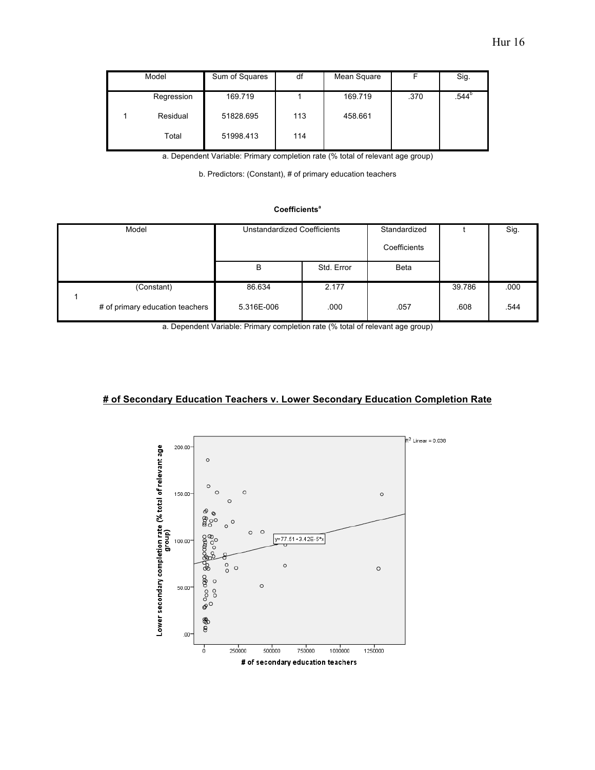| Model | | Sum of Squares | df | Mean Square | F | Sig. |
|---|---|---|---|---|---|---|
| 1 | Regression | 169.719 | 1 | 169.719 | .370 | .544[b] |
| | Residual | 51828.695 | 113 | 458.661 | | |
| | Total | 51998.413 | 114 | | | |

a. Dependent Variable: Primary completion rate (% total of relevant age group)

b. Predictors: (Constant), # of primary education teachers

**Coefficients[a]**

| Model | | Unstandardized Coefficients | | Standardized Coefficients | t | Sig. |
|---|---|---|---|---|---|---|
| | | B | Std. Error | Beta | | |
| 1 | (Constant) | 86.634 | 2.177 | | 39.786 | .000 |
| | # of primary education teachers | 5.316E-006 | .000 | .057 | .608 | .544 |

a. Dependent Variable: Primary completion rate (% total of relevant age group)

## **# of Secondary Education Teachers v. Lower Secondary Education Completion Rate**

$R^2$ Linear = 0.036

y=77.51+3.42E-5*x

Lower secondary completion rate (% total of relevant age group)

# of secondary education teachers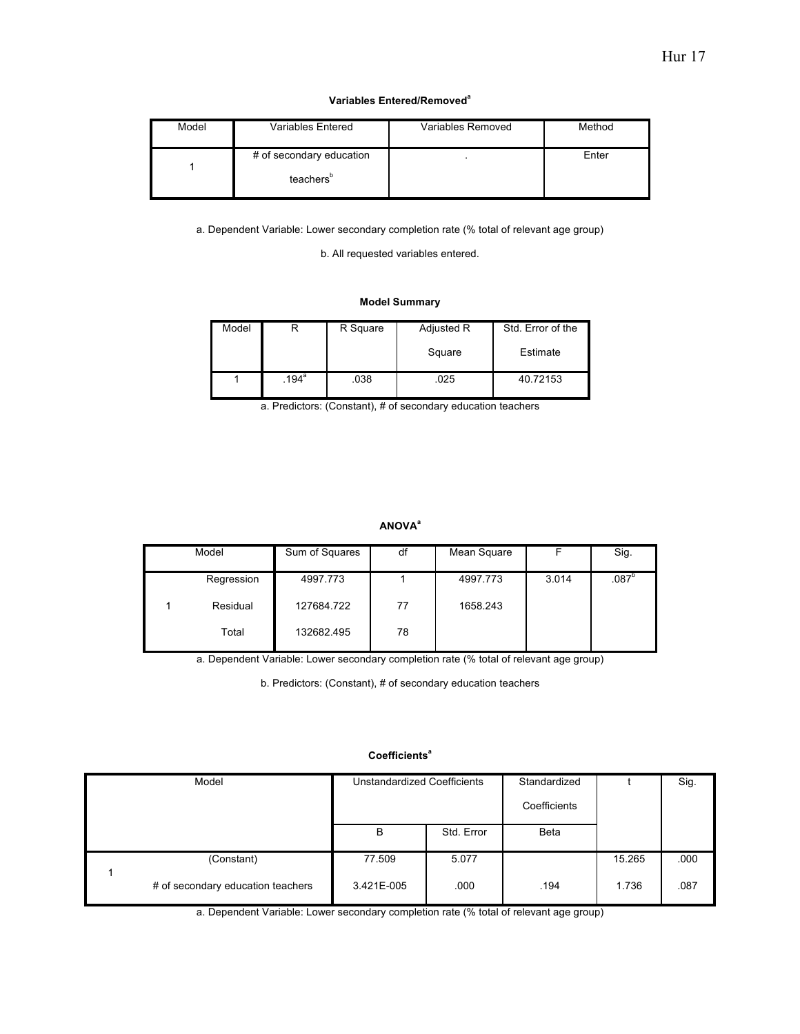**Variables Entered/Removed[a]**

| Model | Variables Entered | Variables Removed | Method |
|---|---|---|---|
| 1 | # of secondary education teachers[b] | . | Enter |

a. Dependent Variable: Lower secondary completion rate (% total of relevant age group)

b. All requested variables entered.

**Model Summary**

| Model | R | R Square | Adjusted R Square | Std. Error of the Estimate |
|---|---|---|---|---|
| 1 | .194[a] | .038 | .025 | 40.72153 |

a. Predictors: (Constant), # of secondary education teachers

**ANOVA[a]**

| Model | | Sum of Squares | df | Mean Square | F | Sig. |
|---|---|---|---|---|---|---|
| 1 | Regression | 4997.773 | 1 | 4997.773 | 3.014 | .087[b] |
| | Residual | 127684.722 | 77 | 1658.243 | | |
| | Total | 132682.495 | 78 | | | |

a. Dependent Variable: Lower secondary completion rate (% total of relevant age group)

b. Predictors: (Constant), # of secondary education teachers

**Coefficients[a]**

| Model | | Unstandardized Coefficients | | Standardized Coefficients | t | Sig. |
|---|---|---|---|---|---|---|
| | | B | Std. Error | Beta | | |
| 1 | (Constant) | 77.509 | 5.077 | | 15.265 | .000 |
| | # of secondary education teachers | 3.421E-005 | .000 | .194 | 1.736 | .087 |

a. Dependent Variable: Lower secondary completion rate (% total of relevant age group)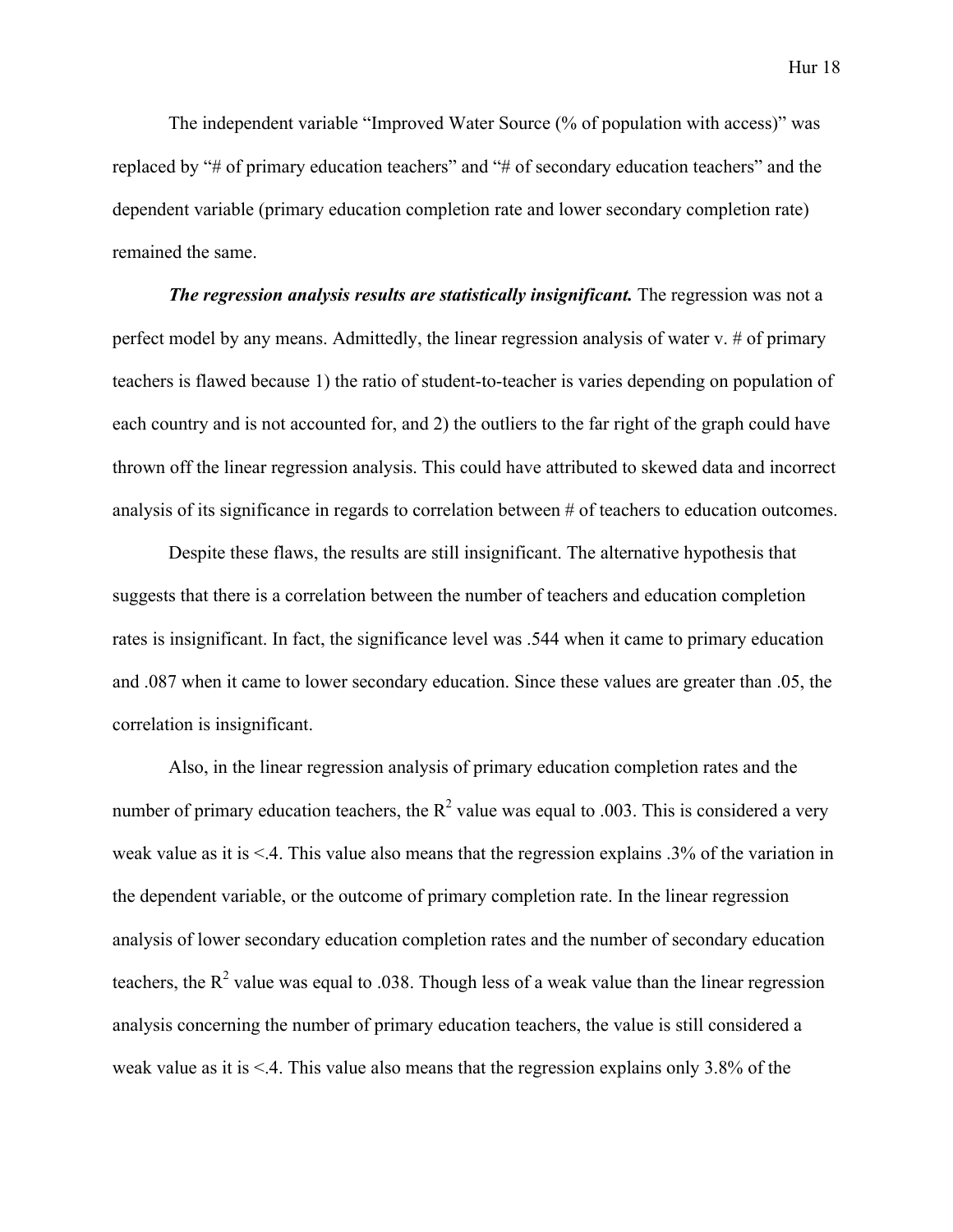The independent variable "Improved Water Source (% of population with access)" was replaced by "# of primary education teachers" and "# of secondary education teachers" and the dependent variable (primary education completion rate and lower secondary completion rate) remained the same.

***The regression analysis results are statistically insignificant.*** The regression was not a perfect model by any means. Admittedly, the linear regression analysis of water v. # of primary teachers is flawed because 1) the ratio of student-to-teacher is varies depending on population of each country and is not accounted for, and 2) the outliers to the far right of the graph could have thrown off the linear regression analysis. This could have attributed to skewed data and incorrect analysis of its significance in regards to correlation between # of teachers to education outcomes.

Despite these flaws, the results are still insignificant. The alternative hypothesis that suggests that there is a correlation between the number of teachers and education completion rates is insignificant. In fact, the significance level was .544 when it came to primary education and .087 when it came to lower secondary education. Since these values are greater than .05, the correlation is insignificant.

Also, in the linear regression analysis of primary education completion rates and the number of primary education teachers, the $R^2$ value was equal to .003. This is considered a very weak value as it is <.4. This value also means that the regression explains .3% of the variation in the dependent variable, or the outcome of primary completion rate. In the linear regression analysis of lower secondary education completion rates and the number of secondary education teachers, the $R^2$ value was equal to .038. Though less of a weak value than the linear regression analysis concerning the number of primary education teachers, the value is still considered a weak value as it is <.4. This value also means that the regression explains only 3.8% of the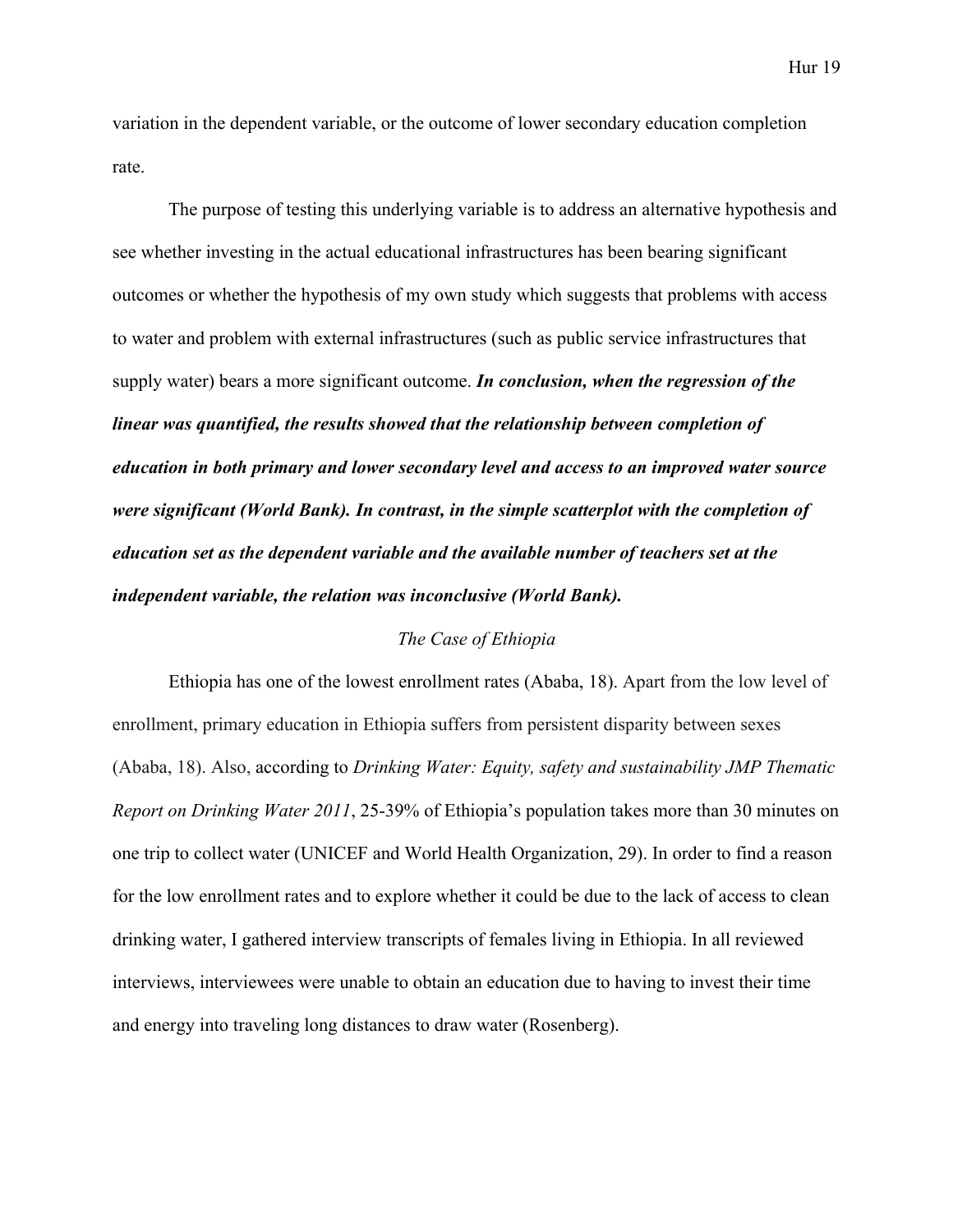variation in the dependent variable, or the outcome of lower secondary education completion rate.

The purpose of testing this underlying variable is to address an alternative hypothesis and see whether investing in the actual educational infrastructures has been bearing significant outcomes or whether the hypothesis of my own study which suggests that problems with access to water and problem with external infrastructures (such as public service infrastructures that supply water) bears a more significant outcome. ***In conclusion, when the regression of the linear was quantified, the results showed that the relationship between completion of education in both primary and lower secondary level and access to an improved water source were significant (World Bank). In contrast, in the simple scatterplot with the completion of education set as the dependent variable and the available number of teachers set at the independent variable, the relation was inconclusive (World Bank).***

*The Case of Ethiopia*

Ethiopia has one of the lowest enrollment rates (Ababa, 18). Apart from the low level of enrollment, primary education in Ethiopia suffers from persistent disparity between sexes (Ababa, 18). Also, according to *Drinking Water: Equity, safety and sustainability JMP Thematic Report on Drinking Water 2011*, 25-39% of Ethiopia's population takes more than 30 minutes on one trip to collect water (UNICEF and World Health Organization, 29). In order to find a reason for the low enrollment rates and to explore whether it could be due to the lack of access to clean drinking water, I gathered interview transcripts of females living in Ethiopia. In all reviewed interviews, interviewees were unable to obtain an education due to having to invest their time and energy into traveling long distances to draw water (Rosenberg).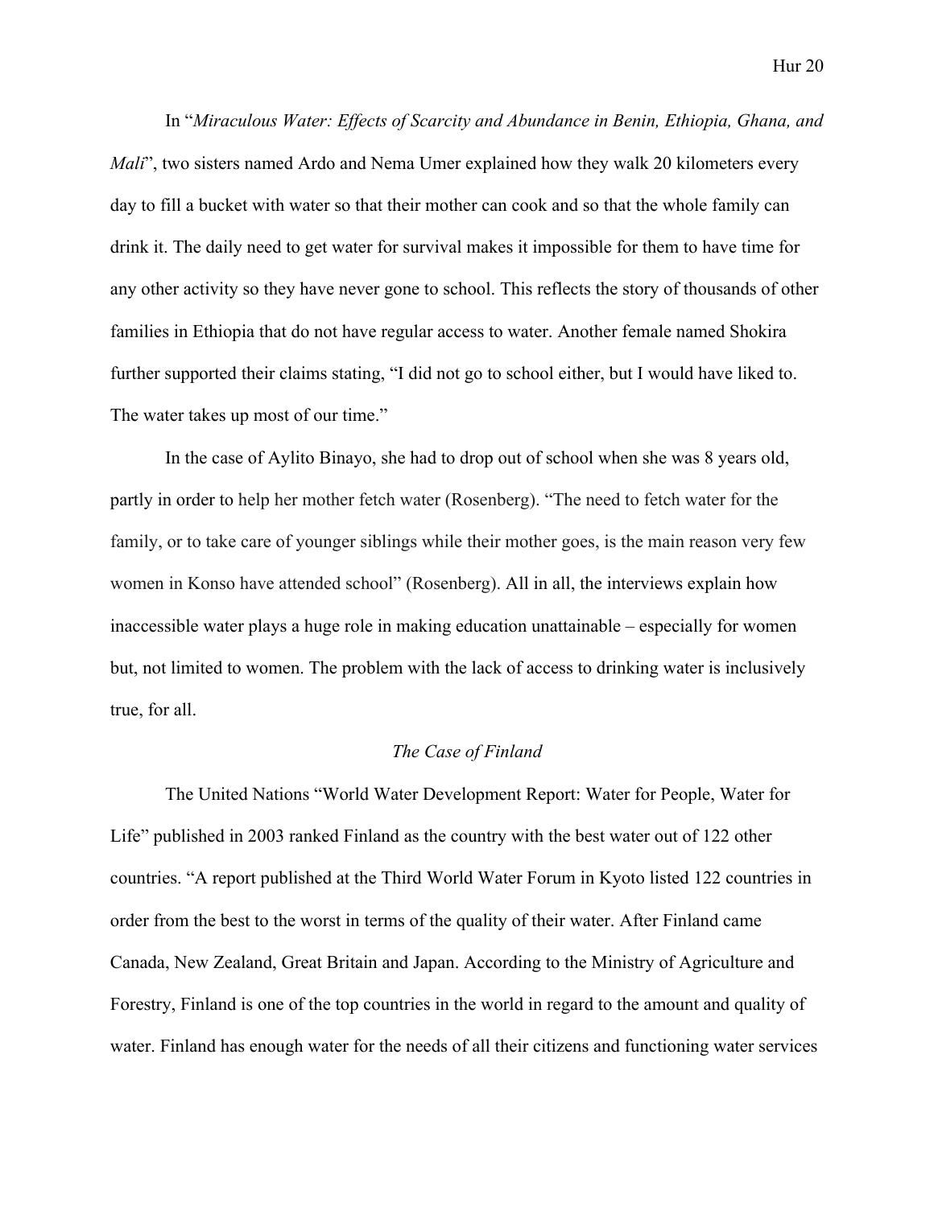In "*Miraculous Water: Effects of Scarcity and Abundance in Benin, Ethiopia, Ghana, and Mali*", two sisters named Ardo and Nema Umer explained how they walk 20 kilometers every day to fill a bucket with water so that their mother can cook and so that the whole family can drink it. The daily need to get water for survival makes it impossible for them to have time for any other activity so they have never gone to school. This reflects the story of thousands of other families in Ethiopia that do not have regular access to water. Another female named Shokira further supported their claims stating, "I did not go to school either, but I would have liked to. The water takes up most of our time."

In the case of Aylito Binayo, she had to drop out of school when she was 8 years old, partly in order to help her mother fetch water (Rosenberg). "The need to fetch water for the family, or to take care of younger siblings while their mother goes, is the main reason very few women in Konso have attended school" (Rosenberg). All in all, the interviews explain how inaccessible water plays a huge role in making education unattainable – especially for women but, not limited to women. The problem with the lack of access to drinking water is inclusively true, for all.

*The Case of Finland*

The United Nations "World Water Development Report: Water for People, Water for Life" published in 2003 ranked Finland as the country with the best water out of 122 other countries. "A report published at the Third World Water Forum in Kyoto listed 122 countries in order from the best to the worst in terms of the quality of their water. After Finland came Canada, New Zealand, Great Britain and Japan. According to the Ministry of Agriculture and Forestry, Finland is one of the top countries in the world in regard to the amount and quality of water. Finland has enough water for the needs of all their citizens and functioning water services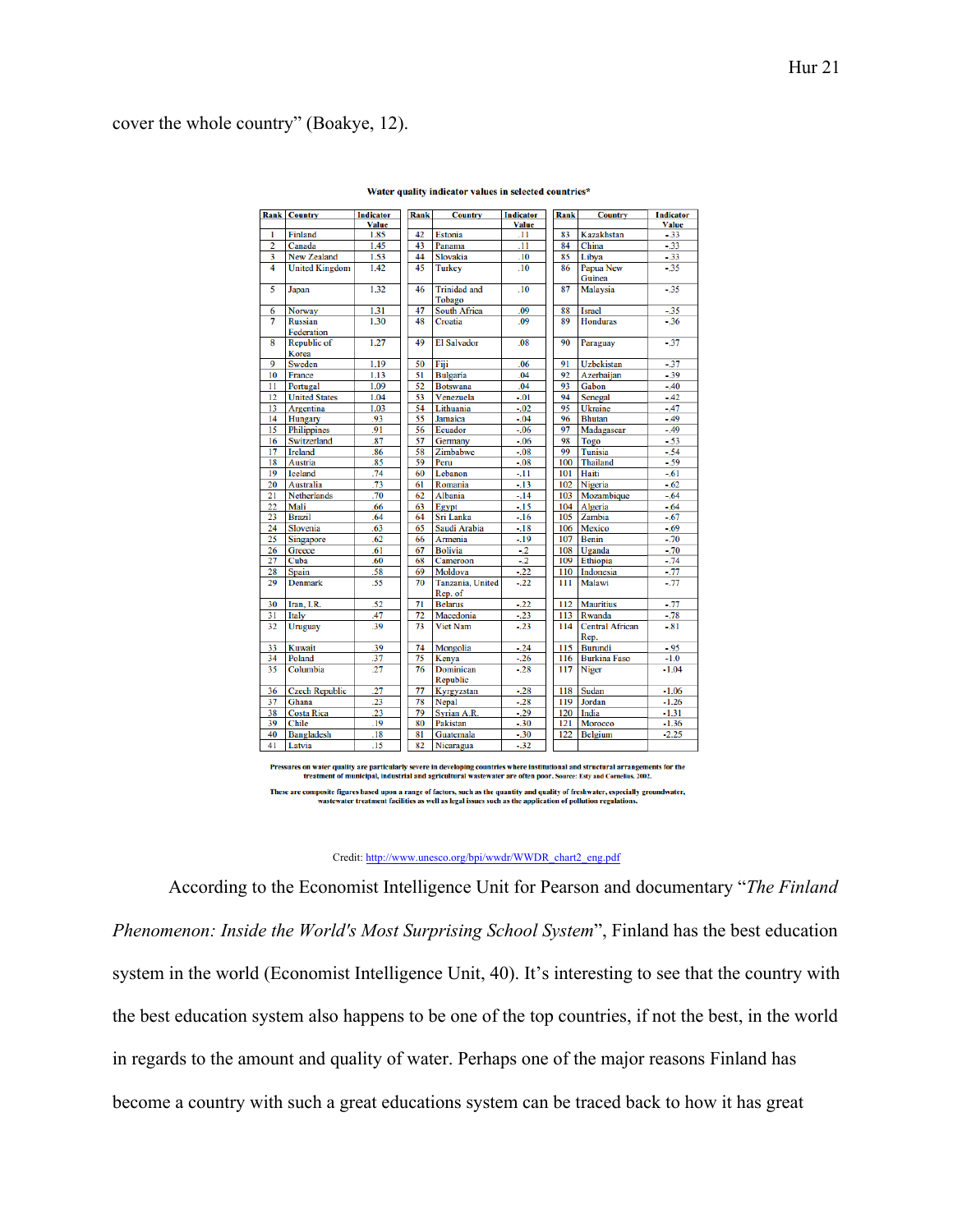cover the whole country" (Boakye, 12).

**Water quality indicator values in selected countries***

| Rank | Country | Indicator Value | Rank | Country | Indicator Value | Rank | Country | Indicator Value |
|---|---|---|---|---|---|---|---|---|
| 1 | Finland | 1.85 | 42 | Estonia | .11 | 83 | Kazakhstan | -.33 |
| 2 | Canada | 1.45 | 43 | Panama | .11 | 84 | China | -.33 |
| 3 | New Zealand | 1.53 | 44 | Slovakia | .10 | 85 | Libya | -.33 |
| 4 | United Kingdom | 1.42 | 45 | Turkey | .10 | 86 | Papua New Guinea | -.35 |
| 5 | Japan | 1.32 | 46 | Trinidad and Tobago | .10 | 87 | Malaysia | -.35 |
| 6 | Norway | 1.31 | 47 | South Africa | .09 | 88 | Israel | -.35 |
| 7 | Russian Federation | 1.30 | 48 | Croatia | .09 | 89 | Honduras | -.36 |
| 8 | Republic of Korea | 1.27 | 49 | El Salvador | .08 | 90 | Paraguay | -.37 |
| 9 | Sweden | 1.19 | 50 | Fiji | .06 | 91 | Uzbekistan | -.37 |
| 10 | France | 1.13 | 51 | Bulgaria | .04 | 92 | Azerbaijan | -.39 |
| 11 | Portugal | 1.09 | 52 | Botswana | .04 | 93 | Gabon | -.40 |
| 12 | United States | 1.04 | 53 | Venezuela | -.01 | 94 | Senegal | -.42 |
| 13 | Argentina | 1.03 | 54 | Lithuania | -.02 | 95 | Ukraine | -.47 |
| 14 | Hungary | .93 | 55 | Jamaica | -.04 | 96 | Bhutan | -.49 |
| 15 | Philippines | .91 | 56 | Ecuador | -.06 | 97 | Madagascar | -.49 |
| 16 | Switzerland | .87 | 57 | Germany | -.06 | 98 | Togo | -.53 |
| 17 | Ireland | .86 | 58 | Zimbabwe | -.08 | 99 | Tunisia | -.54 |
| 18 | Austria | .85 | 59 | Peru | -.08 | 100 | Thailand | -.59 |
| 19 | Iceland | .74 | 60 | Lebanon | -.11 | 101 | Haiti | -.61 |
| 20 | Australia | .73 | 61 | Romania | -.13 | 102 | Nigeria | -.62 |
| 21 | Netherlands | .70 | 62 | Albania | -.14 | 103 | Mozambique | -.64 |
| 22 | Mali | .66 | 63 | Egypt | -.15 | 104 | Algeria | -.64 |
| 23 | Brazil | .64 | 64 | Sri Lanka | -.16 | 105 | Zambia | -.67 |
| 24 | Slovenia | .63 | 65 | Saudi Arabia | -.18 | 106 | Mexico | -.69 |
| 25 | Singapore | .62 | 66 | Armenia | -.19 | 107 | Benin | -.70 |
| 26 | Greece | .61 | 67 | Bolivia | -.2 | 108 | Uganda | -.70 |
| 27 | Cuba | .60 | 68 | Cameroon | -.2 | 109 | Ethiopia | -.74 |
| 28 | Spain | .58 | 69 | Moldova | -.22 | 110 | Indonesia | -.77 |
| 29 | Denmark | .55 | 70 | Tanzania, United Rep. of | -.22 | 111 | Malawi | -.77 |
| 30 | Iran, I.R. | .52 | 71 | Belarus | -.22 | 112 | Mauritius | -.77 |
| 31 | Italy | .47 | 72 | Macedonia | -.23 | 113 | Rwanda | -.78 |
| 32 | Uruguay | .39 | 73 | Viet Nam | -.23 | 114 | Central African Rep. | -.81 |
| 33 | Kuwait | .39 | 74 | Mongolia | -.24 | 115 | Burundi | -.95 |
| 34 | Poland | .37 | 75 | Kenya | -.26 | 116 | Burkina Faso | -1.0 |
| 35 | Columbia | .27 | 76 | Dominican Republic | -.28 | 117 | Niger | -1.04 |
| 36 | Czech Republic | .27 | 77 | Kyrgyzstan | -.28 | 118 | Sudan | -1.06 |
| 37 | Ghana | .23 | 78 | Nepal | -.28 | 119 | Jordan | -1.26 |
| 38 | Costa Rica | .23 | 79 | Syrian A.R. | -.29 | 120 | India | -1.31 |
| 39 | Chile | .19 | 80 | Pakistan | -.30 | 121 | Morocco | -1.36 |
| 40 | Bangladesh | .18 | 81 | Guatemala | -.30 | 122 | Belgium | -2.25 |
| 41 | Latvia | .15 | 82 | Nicaragua | -.32 | | | |

**Pressures on water quality are particularly severe in developing countries where institutional and structural arrangements for the treatment of municipal, industrial and agricultural wastewater are often poor. Source: Esty and Cornelius, 2002.**

**These are composite figures based upon a range of factors, such as the quantity and quality of freshwater, especially groundwater, wastewater treatment facilities as well as legal issues such as the application of pollution regulations.**

Credit: http://www.unesco.org/bpi/wwdr/WWDR_chart2_eng.pdf

According to the Economist Intelligence Unit for Pearson and documentary "*The Finland Phenomenon: Inside the World's Most Surprising School System*", Finland has the best education system in the world (Economist Intelligence Unit, 40). It's interesting to see that the country with the best education system also happens to be one of the top countries, if not the best, in the world in regards to the amount and quality of water. Perhaps one of the major reasons Finland has become a country with such a great educations system can be traced back to how it has great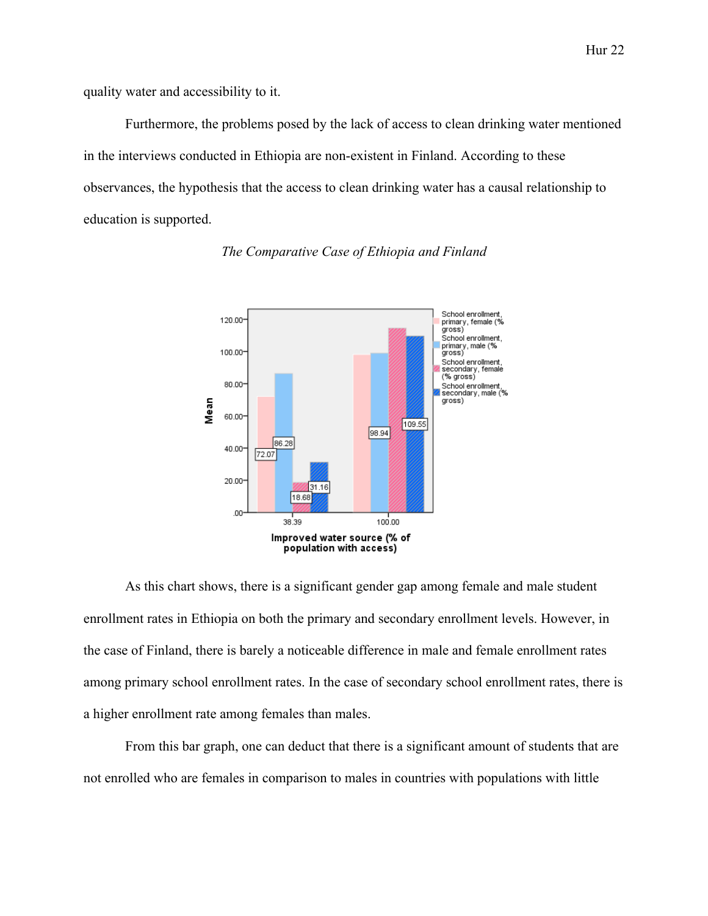quality water and accessibility to it.

Furthermore, the problems posed by the lack of access to clean drinking water mentioned in the interviews conducted in Ethiopia are non-existent in Finland. According to these observances, the hypothesis that the access to clean drinking water has a causal relationship to education is supported.

*The Comparative Case of Ethiopia and Finland*

As this chart shows, there is a significant gender gap among female and male student enrollment rates in Ethiopia on both the primary and secondary enrollment levels. However, in the case of Finland, there is barely a noticeable difference in male and female enrollment rates among primary school enrollment rates. In the case of secondary school enrollment rates, there is a higher enrollment rate among females than males.

From this bar graph, one can deduct that there is a significant amount of students that are not enrolled who are females in comparison to males in countries with populations with little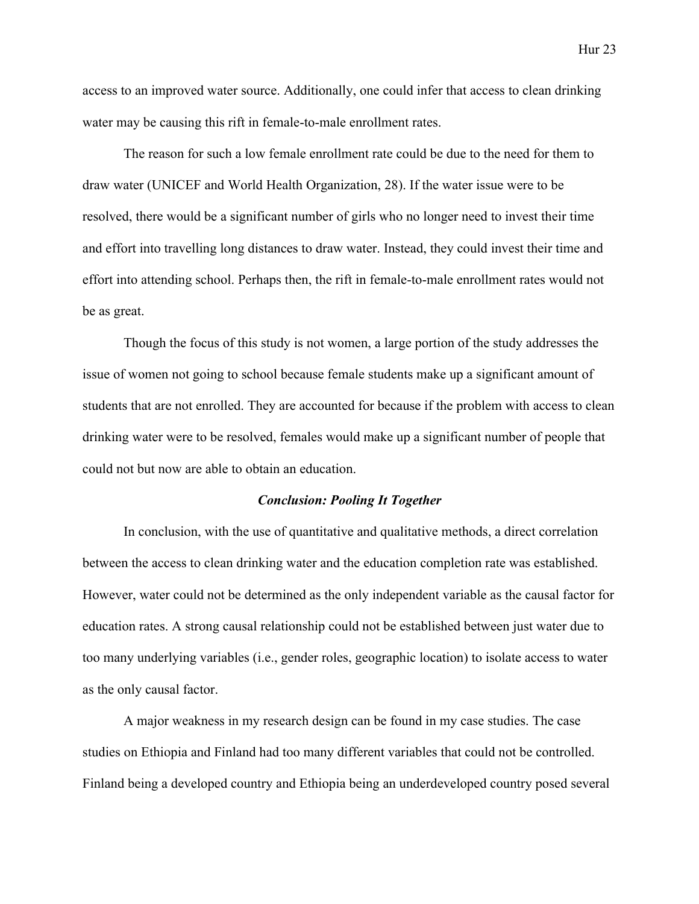access to an improved water source. Additionally, one could infer that access to clean drinking water may be causing this rift in female-to-male enrollment rates.

The reason for such a low female enrollment rate could be due to the need for them to draw water (UNICEF and World Health Organization, 28). If the water issue were to be resolved, there would be a significant number of girls who no longer need to invest their time and effort into travelling long distances to draw water. Instead, they could invest their time and effort into attending school. Perhaps then, the rift in female-to-male enrollment rates would not be as great.

Though the focus of this study is not women, a large portion of the study addresses the issue of women not going to school because female students make up a significant amount of students that are not enrolled. They are accounted for because if the problem with access to clean drinking water were to be resolved, females would make up a significant number of people that could not but now are able to obtain an education.

### *Conclusion: Pooling It Together*

In conclusion, with the use of quantitative and qualitative methods, a direct correlation between the access to clean drinking water and the education completion rate was established. However, water could not be determined as the only independent variable as the causal factor for education rates. A strong causal relationship could not be established between just water due to too many underlying variables (i.e., gender roles, geographic location) to isolate access to water as the only causal factor.

A major weakness in my research design can be found in my case studies. The case studies on Ethiopia and Finland had too many different variables that could not be controlled. Finland being a developed country and Ethiopia being an underdeveloped country posed several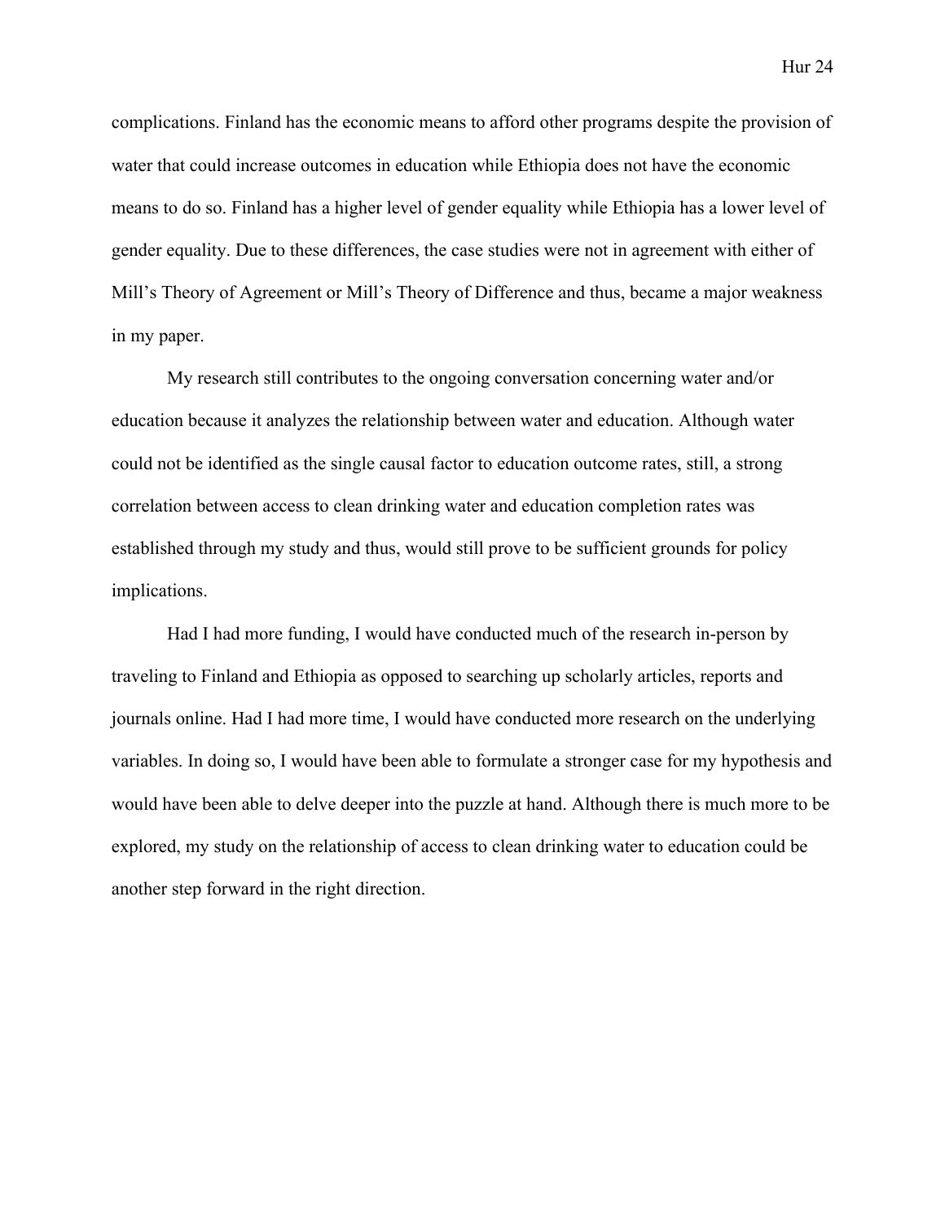complications. Finland has the economic means to afford other programs despite the provision of water that could increase outcomes in education while Ethiopia does not have the economic means to do so. Finland has a higher level of gender equality while Ethiopia has a lower level of gender equality. Due to these differences, the case studies were not in agreement with either of Mill's Theory of Agreement or Mill's Theory of Difference and thus, became a major weakness in my paper.

My research still contributes to the ongoing conversation concerning water and/or education because it analyzes the relationship between water and education. Although water could not be identified as the single causal factor to education outcome rates, still, a strong correlation between access to clean drinking water and education completion rates was established through my study and thus, would still prove to be sufficient grounds for policy implications.

Had I had more funding, I would have conducted much of the research in-person by traveling to Finland and Ethiopia as opposed to searching up scholarly articles, reports and journals online. Had I had more time, I would have conducted more research on the underlying variables. In doing so, I would have been able to formulate a stronger case for my hypothesis and would have been able to delve deeper into the puzzle at hand. Although there is much more to be explored, my study on the relationship of access to clean drinking water to education could be another step forward in the right direction.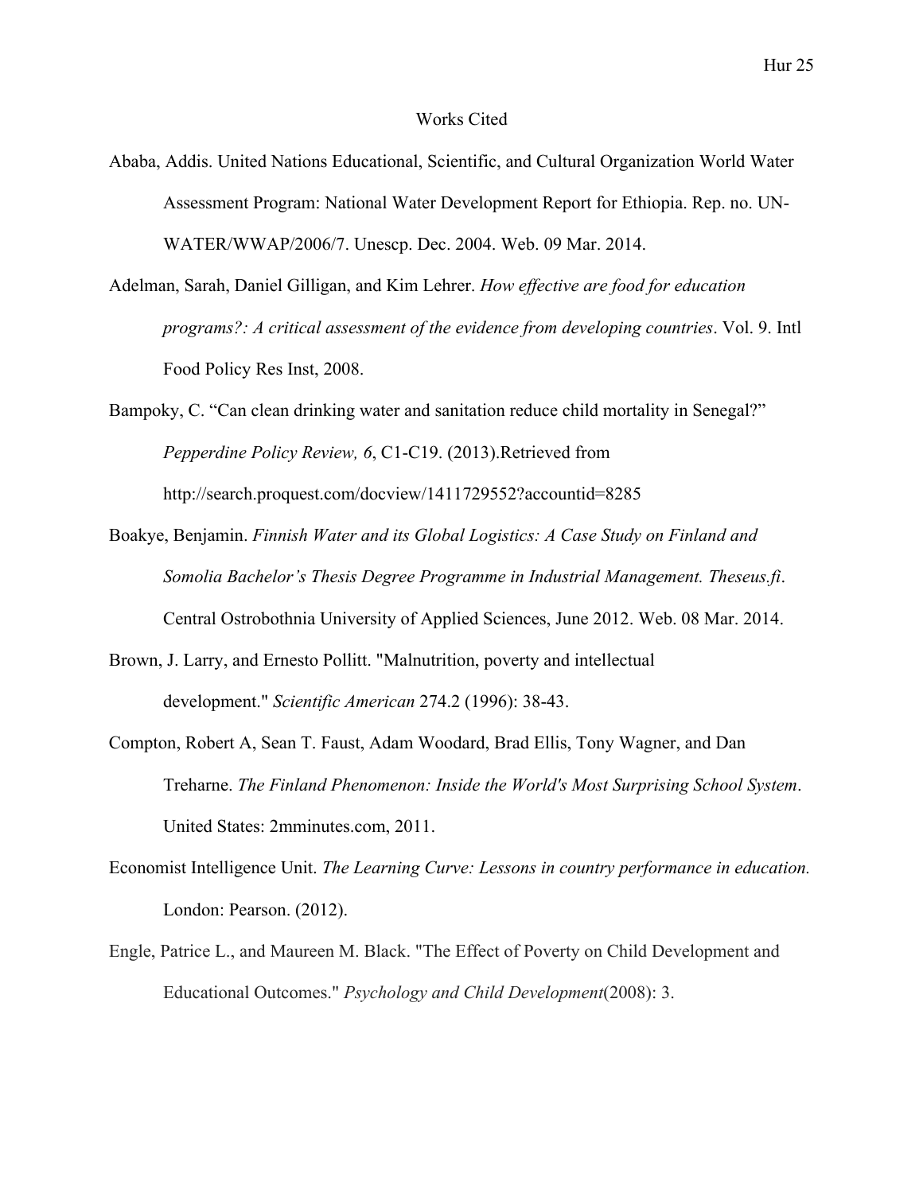# Works Cited

Ababa, Addis. United Nations Educational, Scientific, and Cultural Organization World Water Assessment Program: National Water Development Report for Ethiopia. Rep. no. UN-WATER/WWAP/2006/7. Unescp. Dec. 2004. Web. 09 Mar. 2014.

Adelman, Sarah, Daniel Gilligan, and Kim Lehrer. *How effective are food for education programs?: A critical assessment of the evidence from developing countries*. Vol. 9. Intl Food Policy Res Inst, 2008.

Bampoky, C. "Can clean drinking water and sanitation reduce child mortality in Senegal?" *Pepperdine Policy Review, 6*, C1-C19. (2013).Retrieved from http://search.proquest.com/docview/1411729552?accountid=8285

Boakye, Benjamin. *Finnish Water and its Global Logistics: A Case Study on Finland and Somolia Bachelor's Thesis Degree Programme in Industrial Management. Theseus.fi*. Central Ostrobothnia University of Applied Sciences, June 2012. Web. 08 Mar. 2014.

Brown, J. Larry, and Ernesto Pollitt. "Malnutrition, poverty and intellectual development." *Scientific American* 274.2 (1996): 38-43.

Compton, Robert A, Sean T. Faust, Adam Woodard, Brad Ellis, Tony Wagner, and Dan Treharne. *The Finland Phenomenon: Inside the World's Most Surprising School System*. United States: 2mminutes.com, 2011.

Economist Intelligence Unit. *The Learning Curve: Lessons in country performance in education.* London: Pearson. (2012).

Engle, Patrice L., and Maureen M. Black. "The Effect of Poverty on Child Development and Educational Outcomes." *Psychology and Child Development*(2008): 3.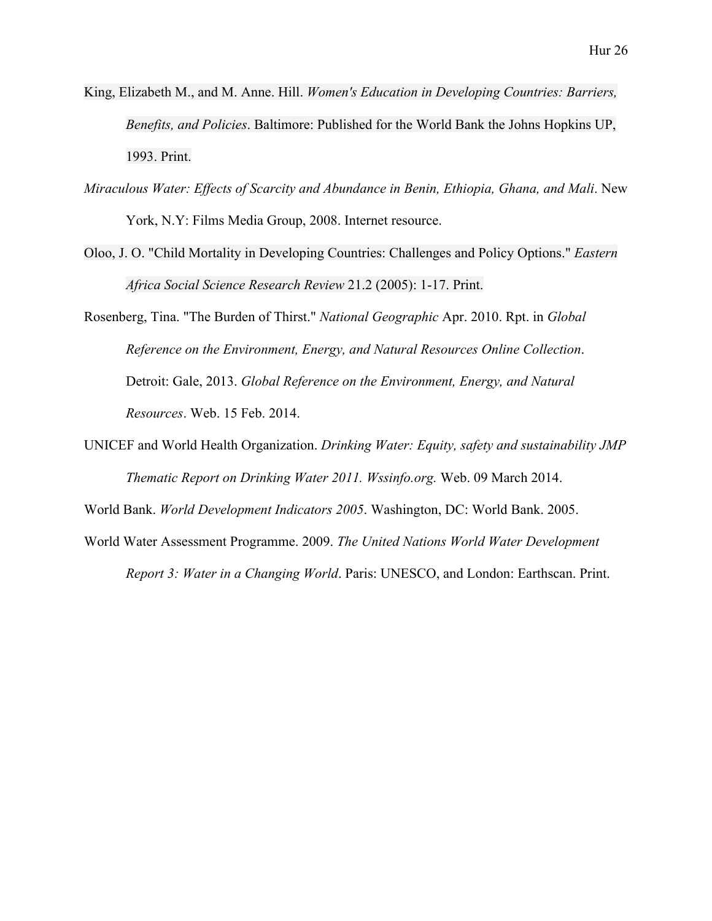King, Elizabeth M., and M. Anne. Hill. *Women's Education in Developing Countries: Barriers, Benefits, and Policies*. Baltimore: Published for the World Bank the Johns Hopkins UP, 1993. Print.

*Miraculous Water: Effects of Scarcity and Abundance in Benin, Ethiopia, Ghana, and Mali*. New York, N.Y: Films Media Group, 2008. Internet resource.

Oloo, J. O. "Child Mortality in Developing Countries: Challenges and Policy Options." *Eastern Africa Social Science Research Review* 21.2 (2005): 1-17. Print.

Rosenberg, Tina. "The Burden of Thirst." *National Geographic* Apr. 2010. Rpt. in *Global Reference on the Environment, Energy, and Natural Resources Online Collection*. Detroit: Gale, 2013. *Global Reference on the Environment, Energy, and Natural Resources*. Web. 15 Feb. 2014.

UNICEF and World Health Organization. *Drinking Water: Equity, safety and sustainability JMP Thematic Report on Drinking Water 2011. Wssinfo.org.* Web. 09 March 2014.

World Bank. *World Development Indicators 2005*. Washington, DC: World Bank. 2005.

World Water Assessment Programme. 2009. *The United Nations World Water Development Report 3: Water in a Changing World*. Paris: UNESCO, and London: Earthscan. Print.